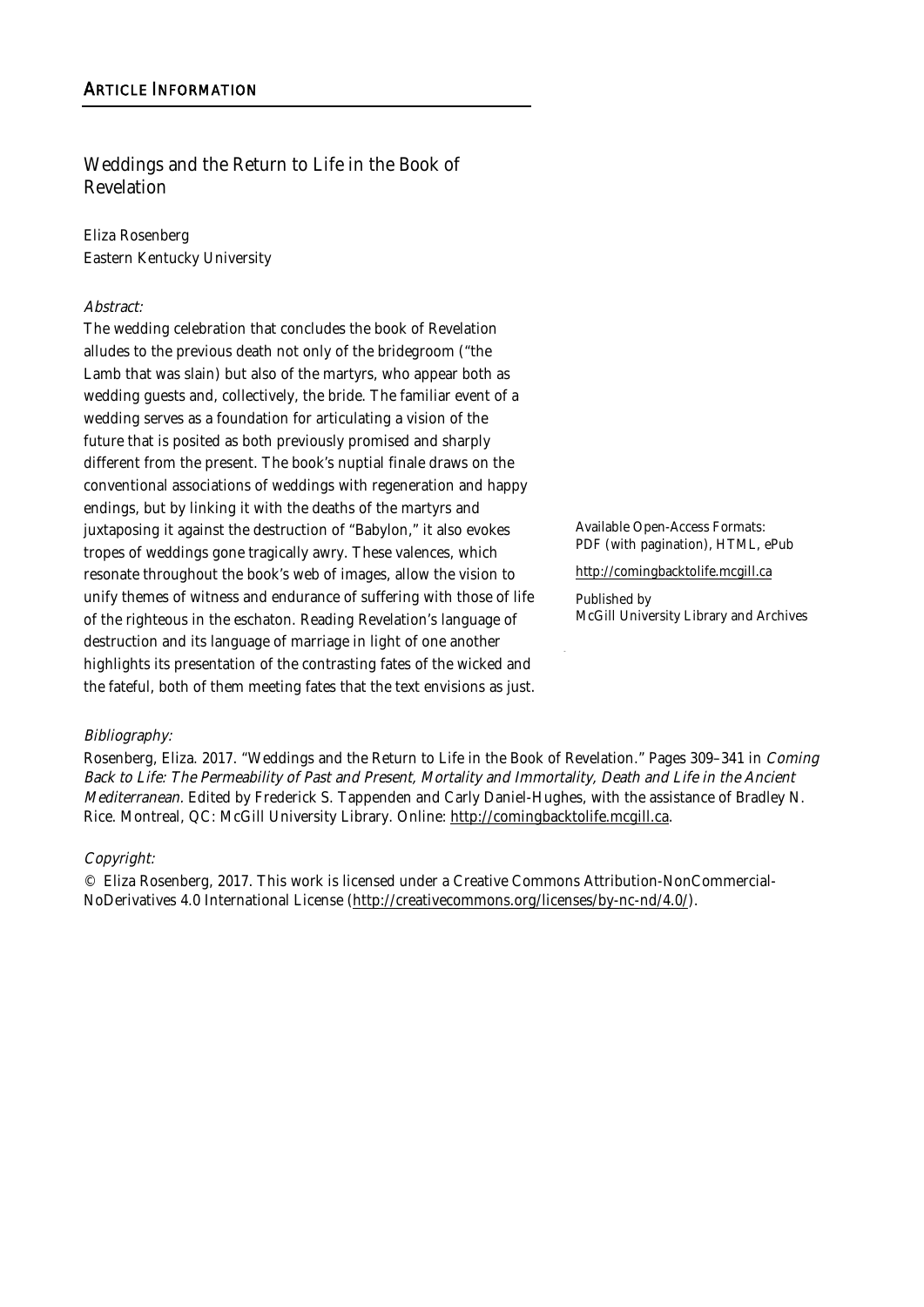## ARTICLE INFORMATION

# Weddings and the Return to Life in the Book of Revelation

Eliza Rosenberg
Eastern Kentucky University

*Abstract:*

The wedding celebration that concludes the book of Revelation alludes to the previous death not only of the bridegroom ("the Lamb that was slain) but also of the martyrs, who appear both as wedding guests and, collectively, the bride. The familiar event of a wedding serves as a foundation for articulating a vision of the future that is posited as both previously promised and sharply different from the present. The book's nuptial finale draws on the conventional associations of weddings with regeneration and happy endings, but by linking it with the deaths of the martyrs and juxtaposing it against the destruction of "Babylon," it also evokes tropes of weddings gone tragically awry. These valences, which resonate throughout the book's web of images, allow the vision to unify themes of witness and endurance of suffering with those of life of the righteous in the eschaton. Reading Revelation's language of destruction and its language of marriage in light of one another highlights its presentation of the contrasting fates of the wicked and the fateful, both of them meeting fates that the text envisions as just.

Available Open-Access Formats:
PDF (with pagination), HTML, ePub

http://comingbacktolife.mcgill.ca

Published by
McGill University Library and Archives

*Bibliography:*

Rosenberg, Eliza. 2017. "Weddings and the Return to Life in the Book of Revelation." Pages 309–341 in *Coming Back to Life: The Permeability of Past and Present, Mortality and Immortality, Death and Life in the Ancient Mediterranean*. Edited by Frederick S. Tappenden and Carly Daniel-Hughes, with the assistance of Bradley N. Rice. Montreal, QC: McGill University Library. Online: http://comingbacktolife.mcgill.ca.

*Copyright:*

© Eliza Rosenberg, 2017. This work is licensed under a Creative Commons Attribution-NonCommercial-NoDerivatives 4.0 International License (http://creativecommons.org/licenses/by-nc-nd/4.0/).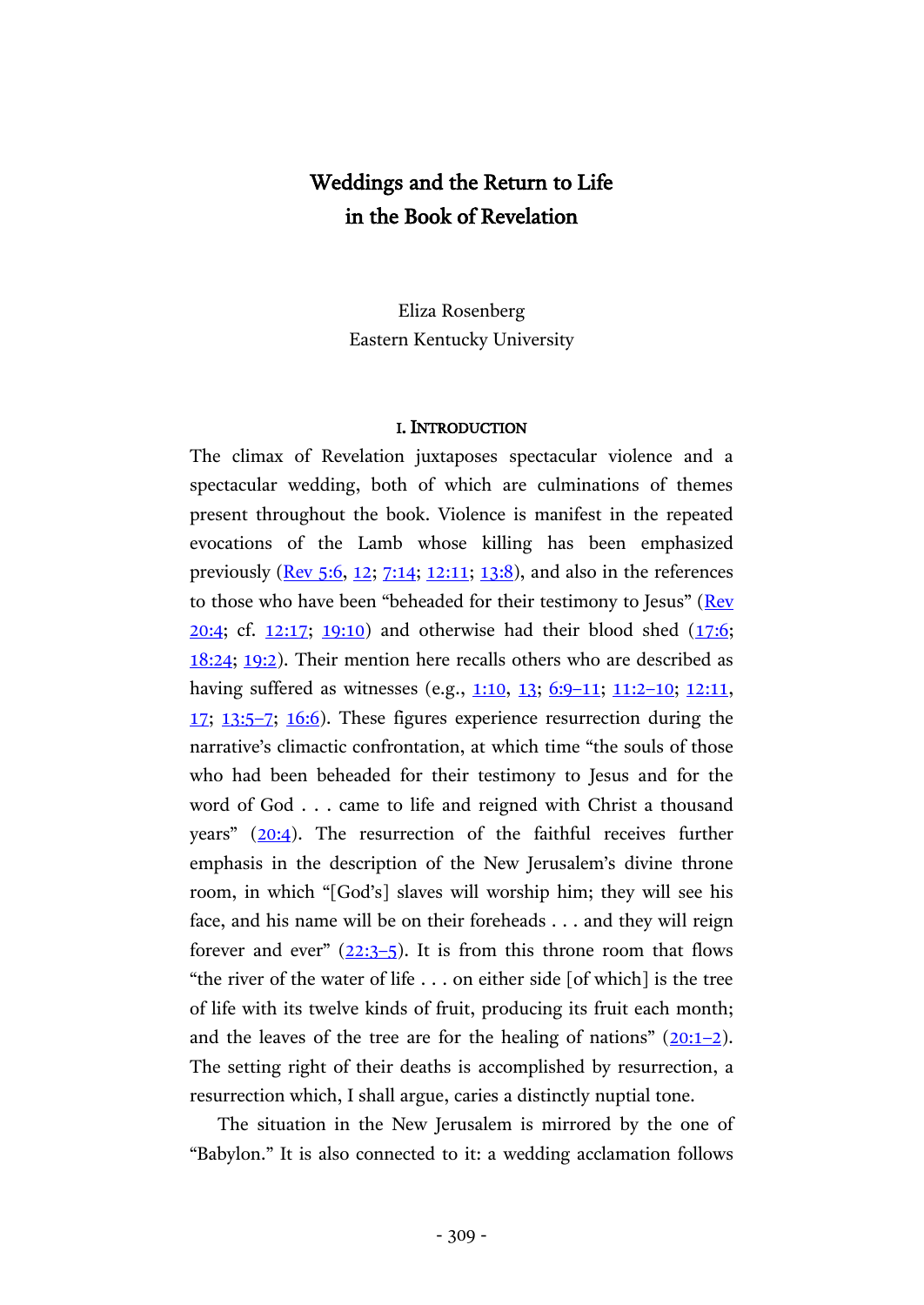# Weddings and the Return to Life in the Book of Revelation

Eliza Rosenberg
Eastern Kentucky University

## I. Introduction

The climax of Revelation juxtaposes spectacular violence and a spectacular wedding, both of which are culminations of themes present throughout the book. Violence is manifest in the repeated evocations of the Lamb whose killing has been emphasized previously (Rev 5:6, 12; 7:14; 12:11; 13:8), and also in the references to those who have been "beheaded for their testimony to Jesus" (Rev 20:4; cf. 12:17; 19:10) and otherwise had their blood shed (17:6; 18:24; 19:2). Their mention here recalls others who are described as having suffered as witnesses (e.g., 1:10, 13; 6:9–11; 11:2–10; 12:11, 17; 13:5–7; 16:6). These figures experience resurrection during the narrative's climactic confrontation, at which time "the souls of those who had been beheaded for their testimony to Jesus and for the word of God . . . came to life and reigned with Christ a thousand years" (20:4). The resurrection of the faithful receives further emphasis in the description of the New Jerusalem's divine throne room, in which "[God's] slaves will worship him; they will see his face, and his name will be on their foreheads . . . and they will reign forever and ever" (22:3–5). It is from this throne room that flows "the river of the water of life . . . on either side [of which] is the tree of life with its twelve kinds of fruit, producing its fruit each month; and the leaves of the tree are for the healing of nations" (20:1–2). The setting right of their deaths is accomplished by resurrection, a resurrection which, I shall argue, caries a distinctly nuptial tone.

The situation in the New Jerusalem is mirrored by the one of "Babylon." It is also connected to it: a wedding acclamation follows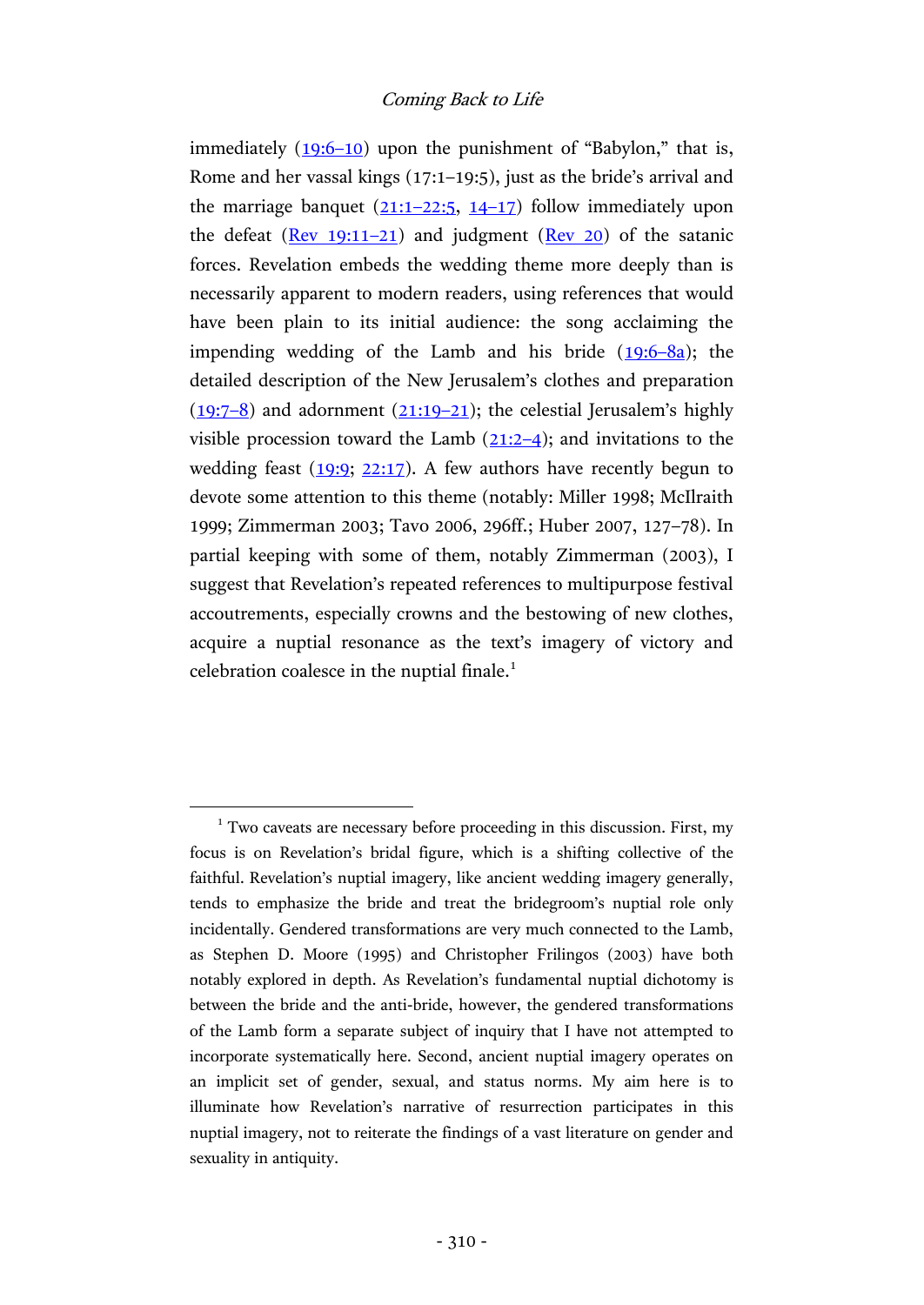immediately (19:6–10) upon the punishment of "Babylon," that is, Rome and her vassal kings (17:1–19:5), just as the bride's arrival and the marriage banquet (21:1–22:5, 14–17) follow immediately upon the defeat (Rev 19:11–21) and judgment (Rev 20) of the satanic forces. Revelation embeds the wedding theme more deeply than is necessarily apparent to modern readers, using references that would have been plain to its initial audience: the song acclaiming the impending wedding of the Lamb and his bride (19:6–8a); the detailed description of the New Jerusalem's clothes and preparation (19:7–8) and adornment (21:19–21); the celestial Jerusalem's highly visible procession toward the Lamb (21:2–4); and invitations to the wedding feast (19:9; 22:17). A few authors have recently begun to devote some attention to this theme (notably: Miller 1998; McIlraith 1999; Zimmerman 2003; Tavo 2006, 296ff.; Huber 2007, 127–78). In partial keeping with some of them, notably Zimmerman (2003), I suggest that Revelation's repeated references to multipurpose festival accoutrements, especially crowns and the bestowing of new clothes, acquire a nuptial resonance as the text's imagery of victory and celebration coalesce in the nuptial finale.[1]

---

[1] Two caveats are necessary before proceeding in this discussion. First, my focus is on Revelation's bridal figure, which is a shifting collective of the faithful. Revelation's nuptial imagery, like ancient wedding imagery generally, tends to emphasize the bride and treat the bridegroom's nuptial role only incidentally. Gendered transformations are very much connected to the Lamb, as Stephen D. Moore (1995) and Christopher Frilingos (2003) have both notably explored in depth. As Revelation's fundamental nuptial dichotomy is between the bride and the anti-bride, however, the gendered transformations of the Lamb form a separate subject of inquiry that I have not attempted to incorporate systematically here. Second, ancient nuptial imagery operates on an implicit set of gender, sexual, and status norms. My aim here is to illuminate how Revelation's narrative of resurrection participates in this nuptial imagery, not to reiterate the findings of a vast literature on gender and sexuality in antiquity.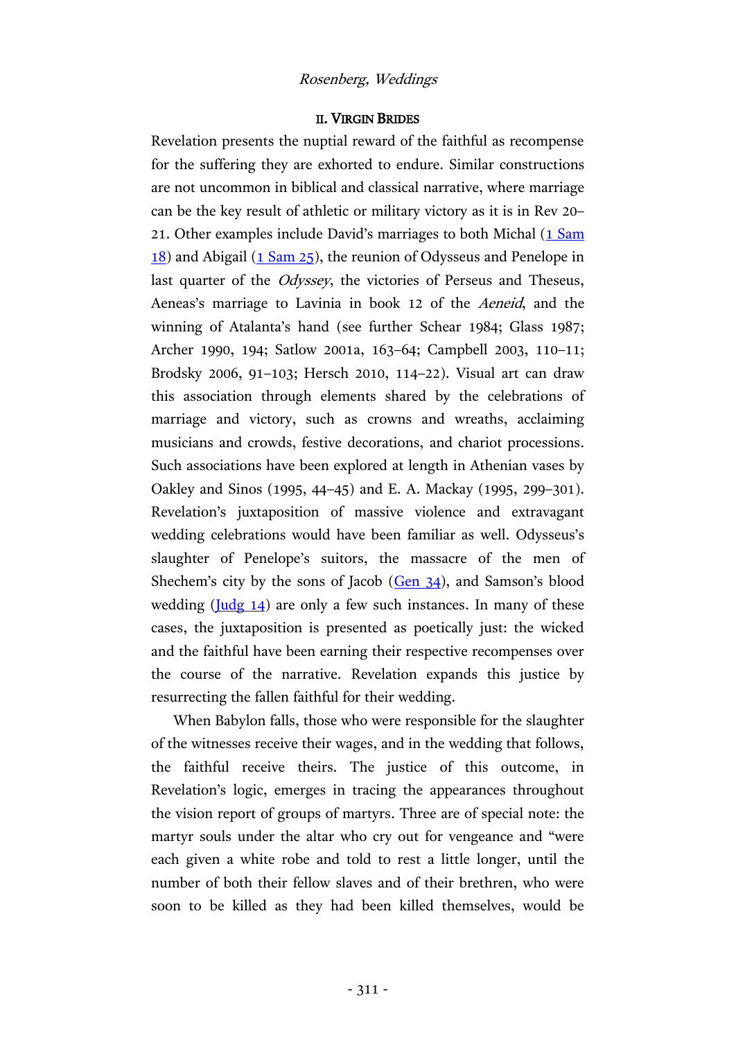## II. Virgin Brides

Revelation presents the nuptial reward of the faithful as recompense for the suffering they are exhorted to endure. Similar constructions are not uncommon in biblical and classical narrative, where marriage can be the key result of athletic or military victory as it is in Rev 20–21. Other examples include David's marriages to both Michal (1 Sam 18) and Abigail (1 Sam 25), the reunion of Odysseus and Penelope in last quarter of the *Odyssey*, the victories of Perseus and Theseus, Aeneas's marriage to Lavinia in book 12 of the *Aeneid*, and the winning of Atalanta's hand (see further Schear 1984; Glass 1987; Archer 1990, 194; Satlow 2001a, 163–64; Campbell 2003, 110–11; Brodsky 2006, 91–103; Hersch 2010, 114–22). Visual art can draw this association through elements shared by the celebrations of marriage and victory, such as crowns and wreaths, acclaiming musicians and crowds, festive decorations, and chariot processions. Such associations have been explored at length in Athenian vases by Oakley and Sinos (1995, 44–45) and E. A. Mackay (1995, 299–301). Revelation's juxtaposition of massive violence and extravagant wedding celebrations would have been familiar as well. Odysseus's slaughter of Penelope's suitors, the massacre of the men of Shechem's city by the sons of Jacob (Gen 34), and Samson's blood wedding (Judg 14) are only a few such instances. In many of these cases, the juxtaposition is presented as poetically just: the wicked and the faithful have been earning their respective recompenses over the course of the narrative. Revelation expands this justice by resurrecting the fallen faithful for their wedding.

When Babylon falls, those who were responsible for the slaughter of the witnesses receive their wages, and in the wedding that follows, the faithful receive theirs. The justice of this outcome, in Revelation's logic, emerges in tracing the appearances throughout the vision report of groups of martyrs. Three are of special note: the martyr souls under the altar who cry out for vengeance and "were each given a white robe and told to rest a little longer, until the number of both their fellow slaves and of their brethren, who were soon to be killed as they had been killed themselves, would be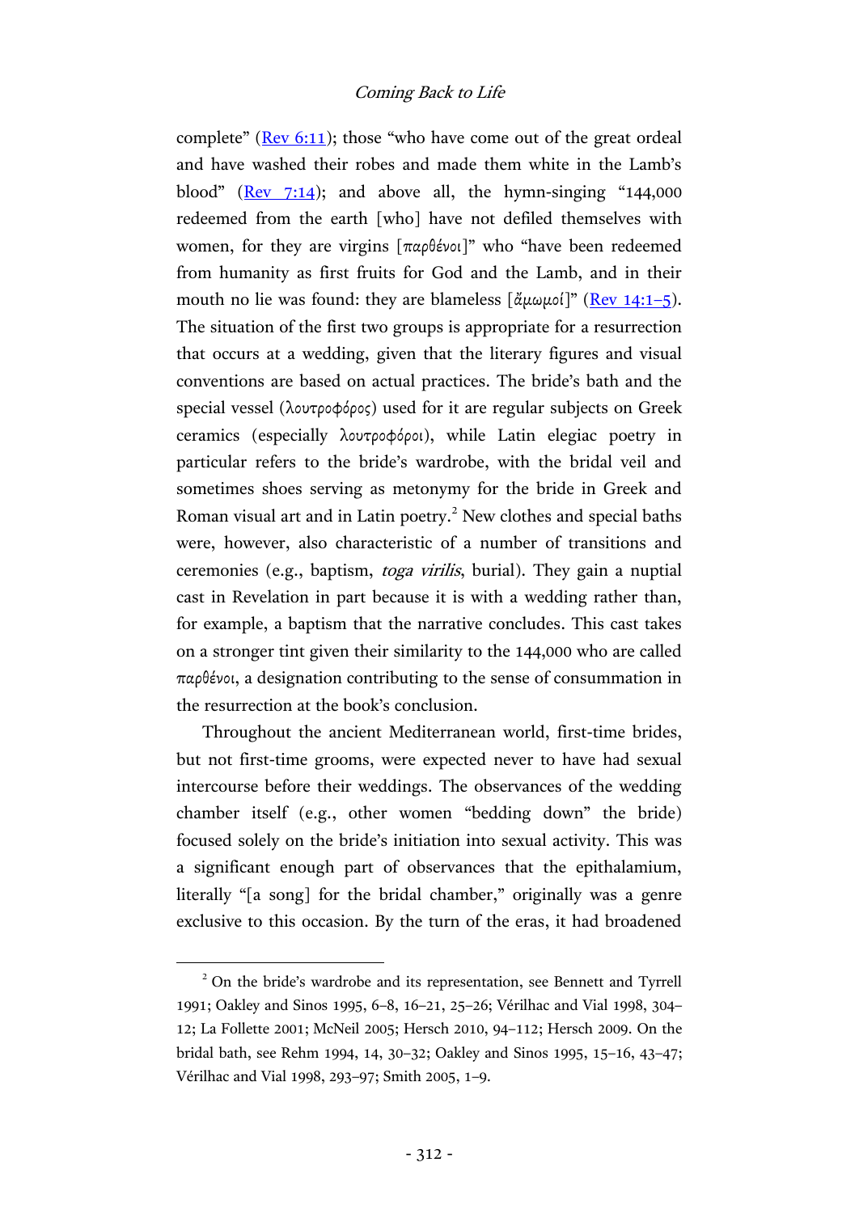complete" (Rev 6:11); those "who have come out of the great ordeal and have washed their robes and made them white in the Lamb's blood" (Rev 7:14); and above all, the hymn-singing "144,000 redeemed from the earth [who] have not defiled themselves with women, for they are virgins [παρθένοι]" who "have been redeemed from humanity as first fruits for God and the Lamb, and in their mouth no lie was found: they are blameless [ἄμωμοί]" (Rev 14:1–5). The situation of the first two groups is appropriate for a resurrection that occurs at a wedding, given that the literary figures and visual conventions are based on actual practices. The bride's bath and the special vessel (λουτροφόρος) used for it are regular subjects on Greek ceramics (especially λουτροφόροι), while Latin elegiac poetry in particular refers to the bride's wardrobe, with the bridal veil and sometimes shoes serving as metonymy for the bride in Greek and Roman visual art and in Latin poetry.[2] New clothes and special baths were, however, also characteristic of a number of transitions and ceremonies (e.g., baptism, *toga virilis*, burial). They gain a nuptial cast in Revelation in part because it is with a wedding rather than, for example, a baptism that the narrative concludes. This cast takes on a stronger tint given their similarity to the 144,000 who are called παρθένοι, a designation contributing to the sense of consummation in the resurrection at the book's conclusion.

Throughout the ancient Mediterranean world, first-time brides, but not first-time grooms, were expected never to have had sexual intercourse before their weddings. The observances of the wedding chamber itself (e.g., other women "bedding down" the bride) focused solely on the bride's initiation into sexual activity. This was a significant enough part of observances that the epithalamium, literally "[a song] for the bridal chamber," originally was a genre exclusive to this occasion. By the turn of the eras, it had broadened

[2] On the bride's wardrobe and its representation, see Bennett and Tyrrell 1991; Oakley and Sinos 1995, 6–8, 16–21, 25–26; Vérilhac and Vial 1998, 304–12; La Follette 2001; McNeil 2005; Hersch 2010, 94–112; Hersch 2009. On the bridal bath, see Rehm 1994, 14, 30–32; Oakley and Sinos 1995, 15–16, 43–47; Vérilhac and Vial 1998, 293–97; Smith 2005, 1–9.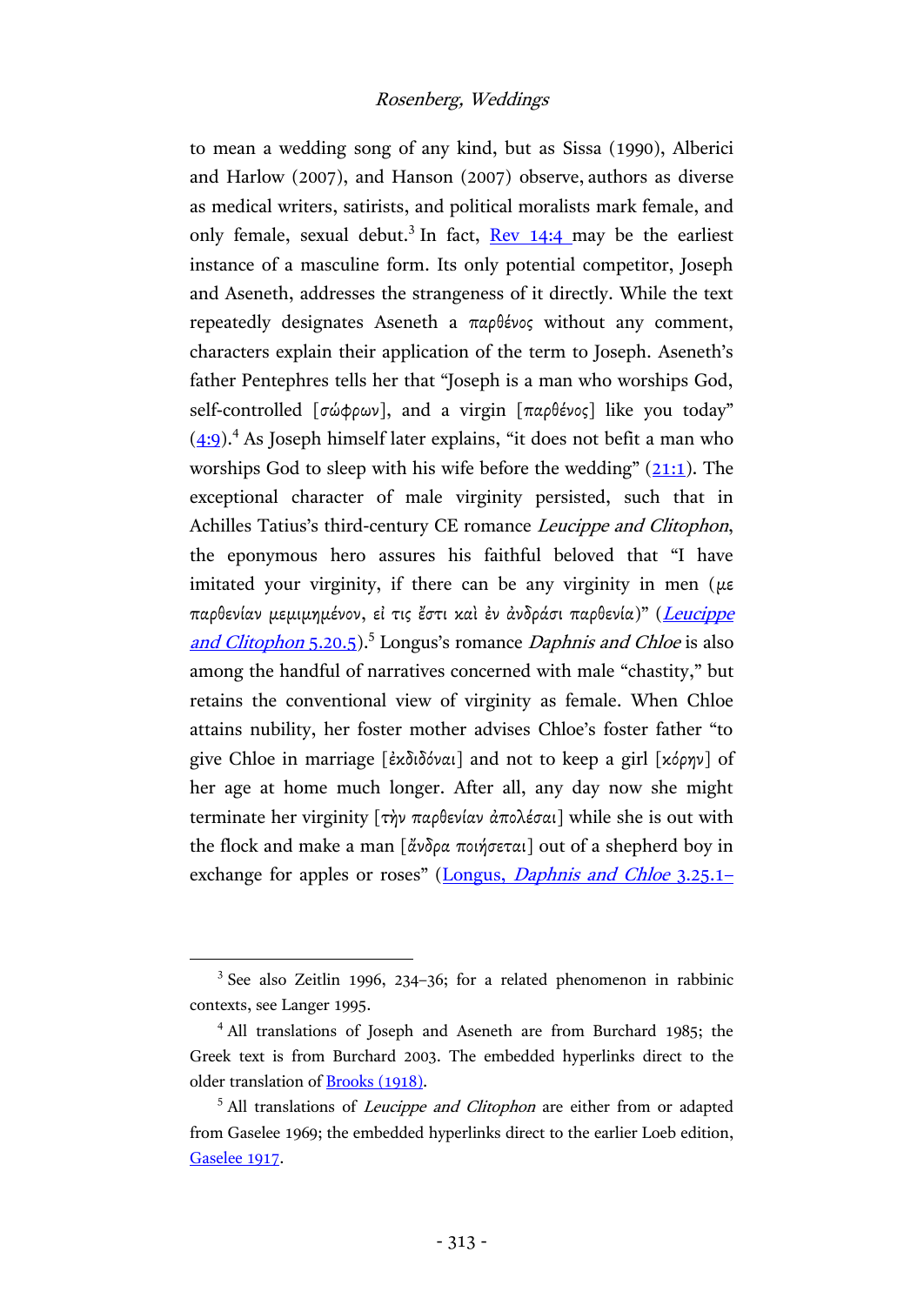to mean a wedding song of any kind, but as Sissa (1990), Alberici and Harlow (2007), and Hanson (2007) observe, authors as diverse as medical writers, satirists, and political moralists mark female, and only female, sexual debut.[3] In fact, Rev 14:4 may be the earliest instance of a masculine form. Its only potential competitor, Joseph and Aseneth, addresses the strangeness of it directly. While the text repeatedly designates Aseneth a παρθένος without any comment, characters explain their application of the term to Joseph. Aseneth's father Pentephres tells her that "Joseph is a man who worships God, self-controlled [σώφρων], and a virgin [παρθένος] like you today" (4:9).[4] As Joseph himself later explains, "it does not befit a man who worships God to sleep with his wife before the wedding" (21:1). The exceptional character of male virginity persisted, such that in Achilles Tatius's third-century CE romance *Leucippe and Clitophon*, the eponymous hero assures his faithful beloved that "I have imitated your virginity, if there can be any virginity in men (με παρθενίαν μεμιμημένον, εἴ τις ἔστι καὶ ἐν ἀνδράσι παρθενία)" (*Leucippe and Clitophon* 5.20.5).[5] Longus's romance *Daphnis and Chloe* is also among the handful of narratives concerned with male "chastity," but retains the conventional view of virginity as female. When Chloe attains nubility, her foster mother advises Chloe's foster father "to give Chloe in marriage [ἐκδιδόναι] and not to keep a girl [κόρην] of her age at home much longer. After all, any day now she might terminate her virginity [τὴν παρθενίαν ἀπολέσαι] while she is out with the flock and make a man [ἄνδρα ποιήσεται] out of a shepherd boy in exchange for apples or roses" (Longus, *Daphnis and Chloe* 3.25.1–

[3] See also Zeitlin 1996, 234–36; for a related phenomenon in rabbinic contexts, see Langer 1995.

[4] All translations of Joseph and Aseneth are from Burchard 1985; the Greek text is from Burchard 2003. The embedded hyperlinks direct to the older translation of Brooks (1918).

[5] All translations of *Leucippe and Clitophon* are either from or adapted from Gaselee 1969; the embedded hyperlinks direct to the earlier Loeb edition, Gaselee 1917.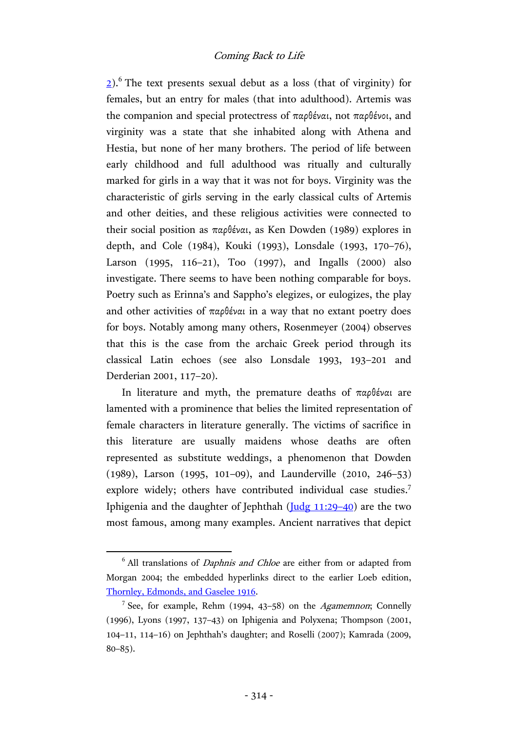2).[6] The text presents sexual debut as a loss (that of virginity) for females, but an entry for males (that into adulthood). Artemis was the companion and special protectress of παρθέναι, not παρθένοι, and virginity was a state that she inhabited along with Athena and Hestia, but none of her many brothers. The period of life between early childhood and full adulthood was ritually and culturally marked for girls in a way that it was not for boys. Virginity was the characteristic of girls serving in the early classical cults of Artemis and other deities, and these religious activities were connected to their social position as παρθέναι, as Ken Dowden (1989) explores in depth, and Cole (1984), Kouki (1993), Lonsdale (1993, 170–76), Larson (1995, 116–21), Too (1997), and Ingalls (2000) also investigate. There seems to have been nothing comparable for boys. Poetry such as Erinna's and Sappho's elegizes, or eulogizes, the play and other activities of παρθέναι in a way that no extant poetry does for boys. Notably among many others, Rosenmeyer (2004) observes that this is the case from the archaic Greek period through its classical Latin echoes (see also Lonsdale 1993, 193–201 and Derderian 2001, 117–20).

In literature and myth, the premature deaths of παρθέναι are lamented with a prominence that belies the limited representation of female characters in literature generally. The victims of sacrifice in this literature are usually maidens whose deaths are often represented as substitute weddings, a phenomenon that Dowden (1989), Larson (1995, 101–09), and Launderville (2010, 246–53) explore widely; others have contributed individual case studies.[7] Iphigenia and the daughter of Jephthah (Judg 11:29–40) are the two most famous, among many examples. Ancient narratives that depict

---

[6] All translations of *Daphnis and Chloe* are either from or adapted from Morgan 2004; the embedded hyperlinks direct to the earlier Loeb edition, Thornley, Edmonds, and Gaselee 1916.

[7] See, for example, Rehm (1994, 43–58) on the *Agamemnon*; Connelly (1996), Lyons (1997, 137–43) on Iphigenia and Polyxena; Thompson (2001, 104–11, 114–16) on Jephthah's daughter; and Roselli (2007); Kamrada (2009, 80–85).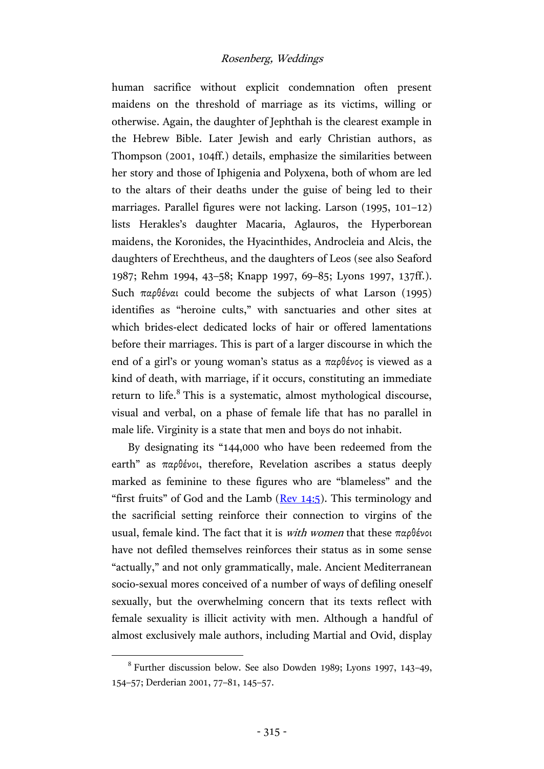human sacrifice without explicit condemnation often present maidens on the threshold of marriage as its victims, willing or otherwise. Again, the daughter of Jephthah is the clearest example in the Hebrew Bible. Later Jewish and early Christian authors, as Thompson (2001, 104ff.) details, emphasize the similarities between her story and those of Iphigenia and Polyxena, both of whom are led to the altars of their deaths under the guise of being led to their marriages. Parallel figures were not lacking. Larson (1995, 101–12) lists Herakles's daughter Macaria, Aglauros, the Hyperborean maidens, the Koronides, the Hyacinthides, Androcleia and Alcis, the daughters of Erechtheus, and the daughters of Leos (see also Seaford 1987; Rehm 1994, 43–58; Knapp 1997, 69–85; Lyons 1997, 137ff.). Such παρθέναι could become the subjects of what Larson (1995) identifies as "heroine cults," with sanctuaries and other sites at which brides-elect dedicated locks of hair or offered lamentations before their marriages. This is part of a larger discourse in which the end of a girl's or young woman's status as a παρθένος is viewed as a kind of death, with marriage, if it occurs, constituting an immediate return to life.[8] This is a systematic, almost mythological discourse, visual and verbal, on a phase of female life that has no parallel in male life. Virginity is a state that men and boys do not inhabit.

By designating its "144,000 who have been redeemed from the earth" as παρθένοι, therefore, Revelation ascribes a status deeply marked as feminine to these figures who are "blameless" and the "first fruits" of God and the Lamb (Rev 14:5). This terminology and the sacrificial setting reinforce their connection to virgins of the usual, female kind. The fact that it is *with women* that these παρθένοι have not defiled themselves reinforces their status as in some sense "actually," and not only grammatically, male. Ancient Mediterranean socio-sexual mores conceived of a number of ways of defiling oneself sexually, but the overwhelming concern that its texts reflect with female sexuality is illicit activity with men. Although a handful of almost exclusively male authors, including Martial and Ovid, display

[8] Further discussion below. See also Dowden 1989; Lyons 1997, 143–49, 154–57; Derderian 2001, 77–81, 145–57.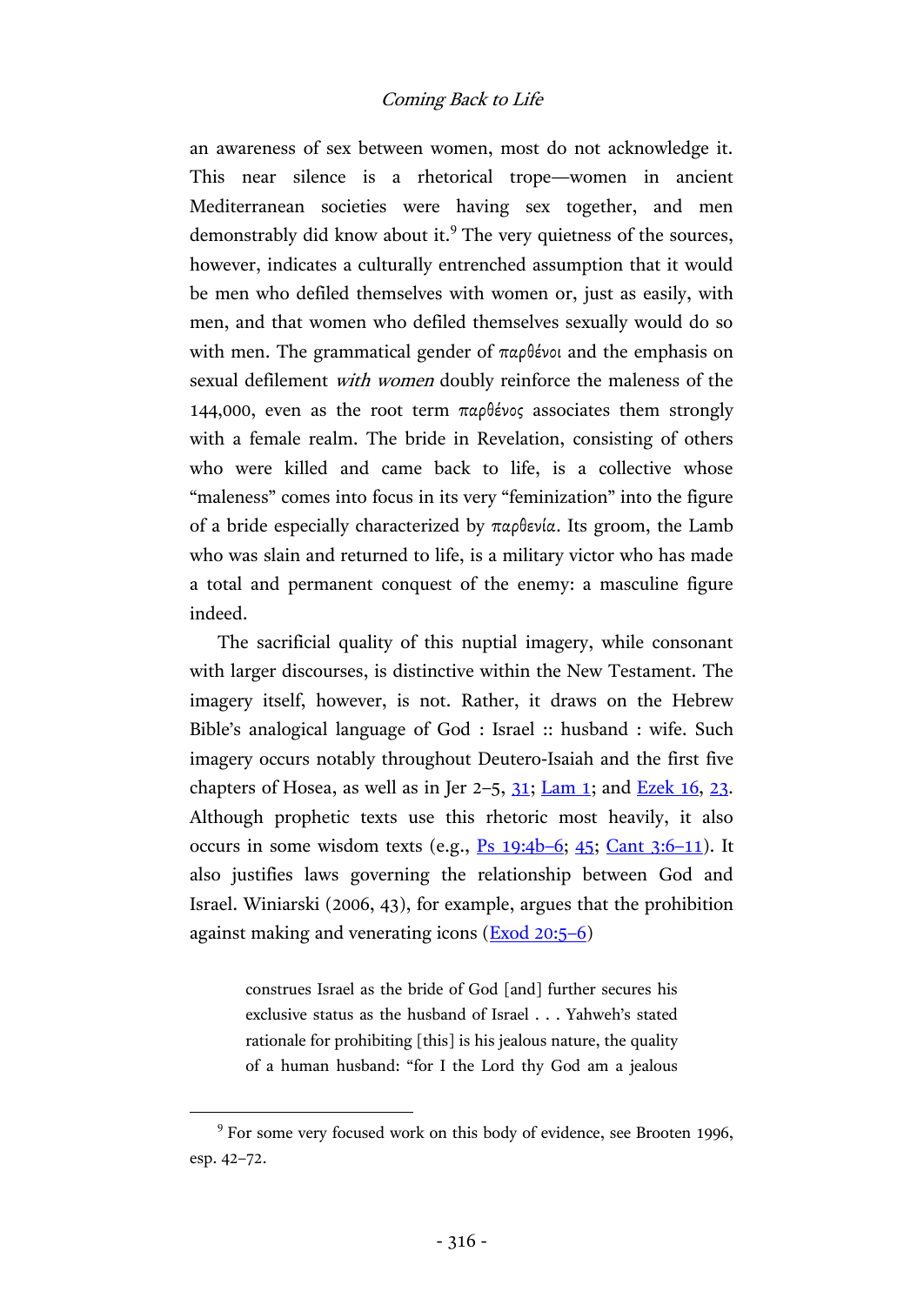an awareness of sex between women, most do not acknowledge it. This near silence is a rhetorical trope—women in ancient Mediterranean societies were having sex together, and men demonstrably did know about it.[9] The very quietness of the sources, however, indicates a culturally entrenched assumption that it would be men who defiled themselves with women or, just as easily, with men, and that women who defiled themselves sexually would do so with men. The grammatical gender of παρθένοι and the emphasis on sexual defilement *with women* doubly reinforce the maleness of the 144,000, even as the root term παρθένος associates them strongly with a female realm. The bride in Revelation, consisting of others who were killed and came back to life, is a collective whose "maleness" comes into focus in its very "feminization" into the figure of a bride especially characterized by παρθενία. Its groom, the Lamb who was slain and returned to life, is a military victor who has made a total and permanent conquest of the enemy: a masculine figure indeed.

The sacrificial quality of this nuptial imagery, while consonant with larger discourses, is distinctive within the New Testament. The imagery itself, however, is not. Rather, it draws on the Hebrew Bible's analogical language of God : Israel :: husband : wife. Such imagery occurs notably throughout Deutero-Isaiah and the first five chapters of Hosea, as well as in Jer 2–5, 31; Lam 1; and Ezek 16, 23. Although prophetic texts use this rhetoric most heavily, it also occurs in some wisdom texts (e.g., Ps 19:4b–6; 45; Cant 3:6–11). It also justifies laws governing the relationship between God and Israel. Winiarski (2006, 43), for example, argues that the prohibition against making and venerating icons (Exod 20:5–6)

> construes Israel as the bride of God [and] further secures his exclusive status as the husband of Israel . . . Yahweh's stated rationale for prohibiting [this] is his jealous nature, the quality of a human husband: "for I the Lord thy God am a jealous

[9] For some very focused work on this body of evidence, see Brooten 1996, esp. 42–72.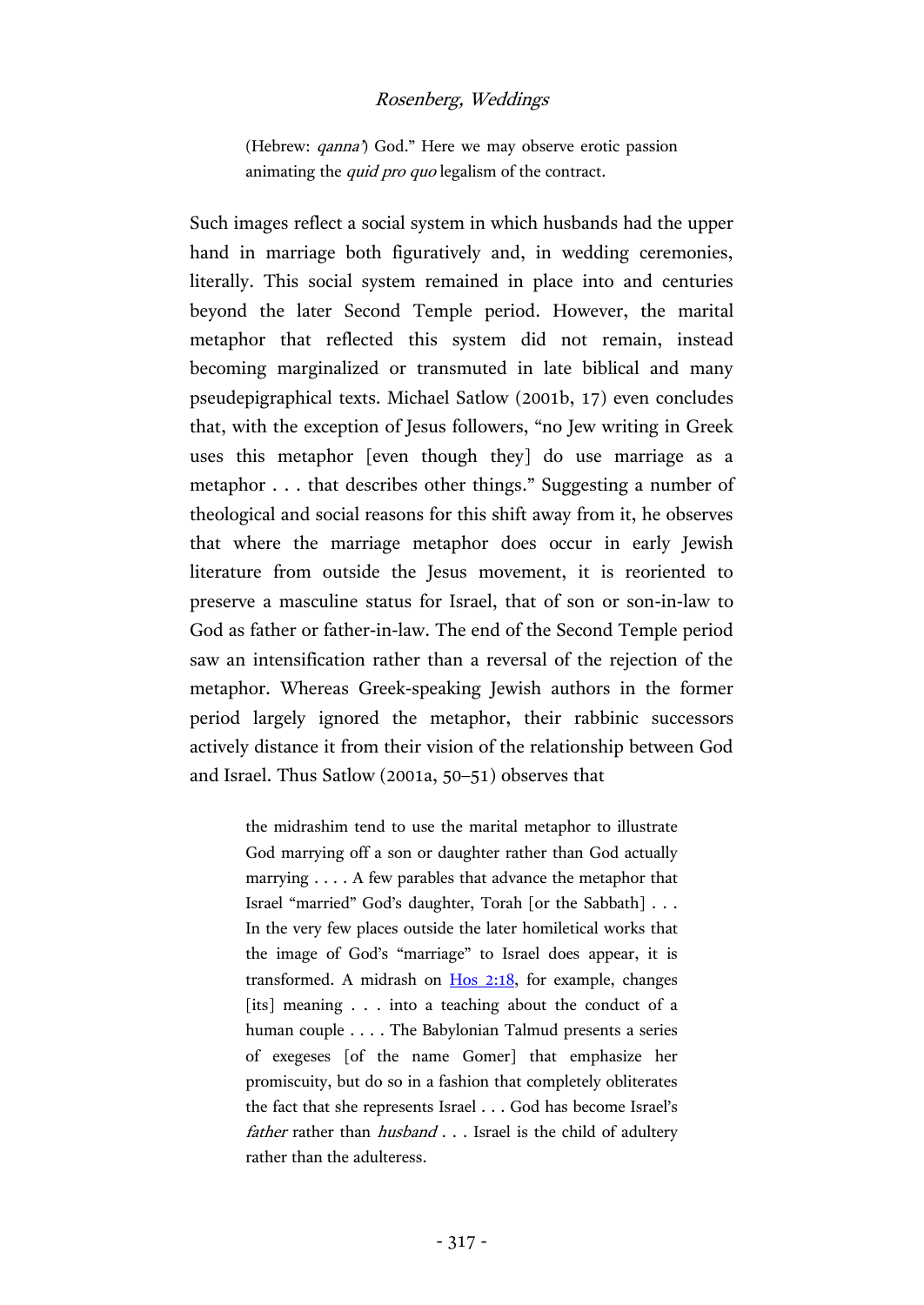> (Hebrew: *qanna'*) God." Here we may observe erotic passion animating the *quid pro quo* legalism of the contract.

Such images reflect a social system in which husbands had the upper hand in marriage both figuratively and, in wedding ceremonies, literally. This social system remained in place into and centuries beyond the later Second Temple period. However, the marital metaphor that reflected this system did not remain, instead becoming marginalized or transmuted in late biblical and many pseudepigraphical texts. Michael Satlow (2001b, 17) even concludes that, with the exception of Jesus followers, "no Jew writing in Greek uses this metaphor [even though they] do use marriage as a metaphor . . . that describes other things." Suggesting a number of theological and social reasons for this shift away from it, he observes that where the marriage metaphor does occur in early Jewish literature from outside the Jesus movement, it is reoriented to preserve a masculine status for Israel, that of son or son-in-law to God as father or father-in-law. The end of the Second Temple period saw an intensification rather than a reversal of the rejection of the metaphor. Whereas Greek-speaking Jewish authors in the former period largely ignored the metaphor, their rabbinic successors actively distance it from their vision of the relationship between God and Israel. Thus Satlow (2001a, 50–51) observes that

> the midrashim tend to use the marital metaphor to illustrate God marrying off a son or daughter rather than God actually marrying . . . . A few parables that advance the metaphor that Israel "married" God's daughter, Torah [or the Sabbath] . . . In the very few places outside the later homiletical works that the image of God's "marriage" to Israel does appear, it is transformed. A midrash on Hos 2:18, for example, changes [its] meaning . . . into a teaching about the conduct of a human couple . . . . The Babylonian Talmud presents a series of exegeses [of the name Gomer] that emphasize her promiscuity, but do so in a fashion that completely obliterates the fact that she represents Israel . . . God has become Israel's *father* rather than *husband* . . . Israel is the child of adultery rather than the adulteress.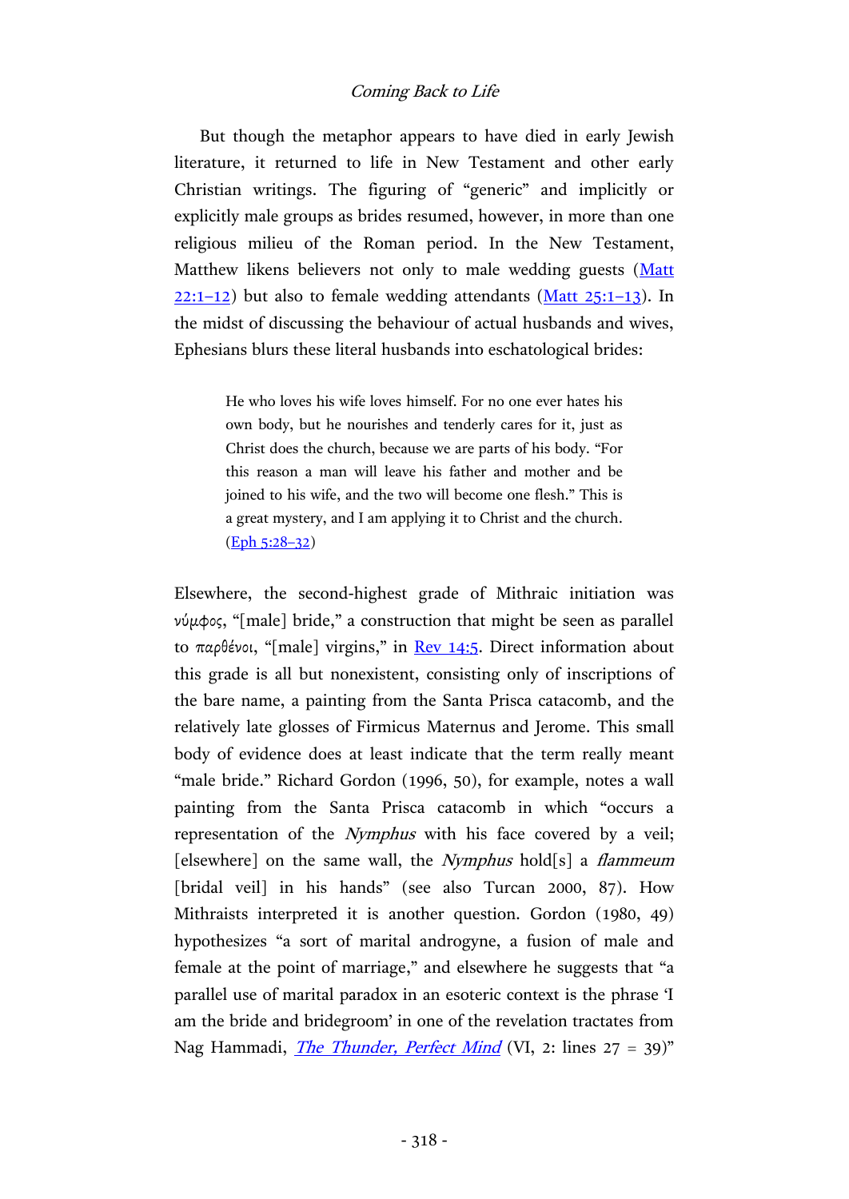## *Coming Back to Life*

But though the metaphor appears to have died in early Jewish literature, it returned to life in New Testament and other early Christian writings. The figuring of "generic" and implicitly or explicitly male groups as brides resumed, however, in more than one religious milieu of the Roman period. In the New Testament, Matthew likens believers not only to male wedding guests (Matt 22:1–12) but also to female wedding attendants (Matt 25:1–13). In the midst of discussing the behaviour of actual husbands and wives, Ephesians blurs these literal husbands into eschatological brides:

> He who loves his wife loves himself. For no one ever hates his own body, but he nourishes and tenderly cares for it, just as Christ does the church, because we are parts of his body. "For this reason a man will leave his father and mother and be joined to his wife, and the two will become one flesh." This is a great mystery, and I am applying it to Christ and the church. (Eph 5:28–32)

Elsewhere, the second-highest grade of Mithraic initiation was νύμφος, "[male] bride," a construction that might be seen as parallel to παρθένοι, "[male] virgins," in Rev 14:5. Direct information about this grade is all but nonexistent, consisting only of inscriptions of the bare name, a painting from the Santa Prisca catacomb, and the relatively late glosses of Firmicus Maternus and Jerome. This small body of evidence does at least indicate that the term really meant "male bride." Richard Gordon (1996, 50), for example, notes a wall painting from the Santa Prisca catacomb in which "occurs a representation of the *Nymphus* with his face covered by a veil; [elsewhere] on the same wall, the *Nymphus* hold[s] a *flammeum* [bridal veil] in his hands" (see also Turcan 2000, 87). How Mithraists interpreted it is another question. Gordon (1980, 49) hypothesizes "a sort of marital androgyne, a fusion of male and female at the point of marriage," and elsewhere he suggests that "a parallel use of marital paradox in an esoteric context is the phrase 'I am the bride and bridegroom' in one of the revelation tractates from Nag Hammadi, *The Thunder, Perfect Mind* (VI, 2: lines 27 = 39)"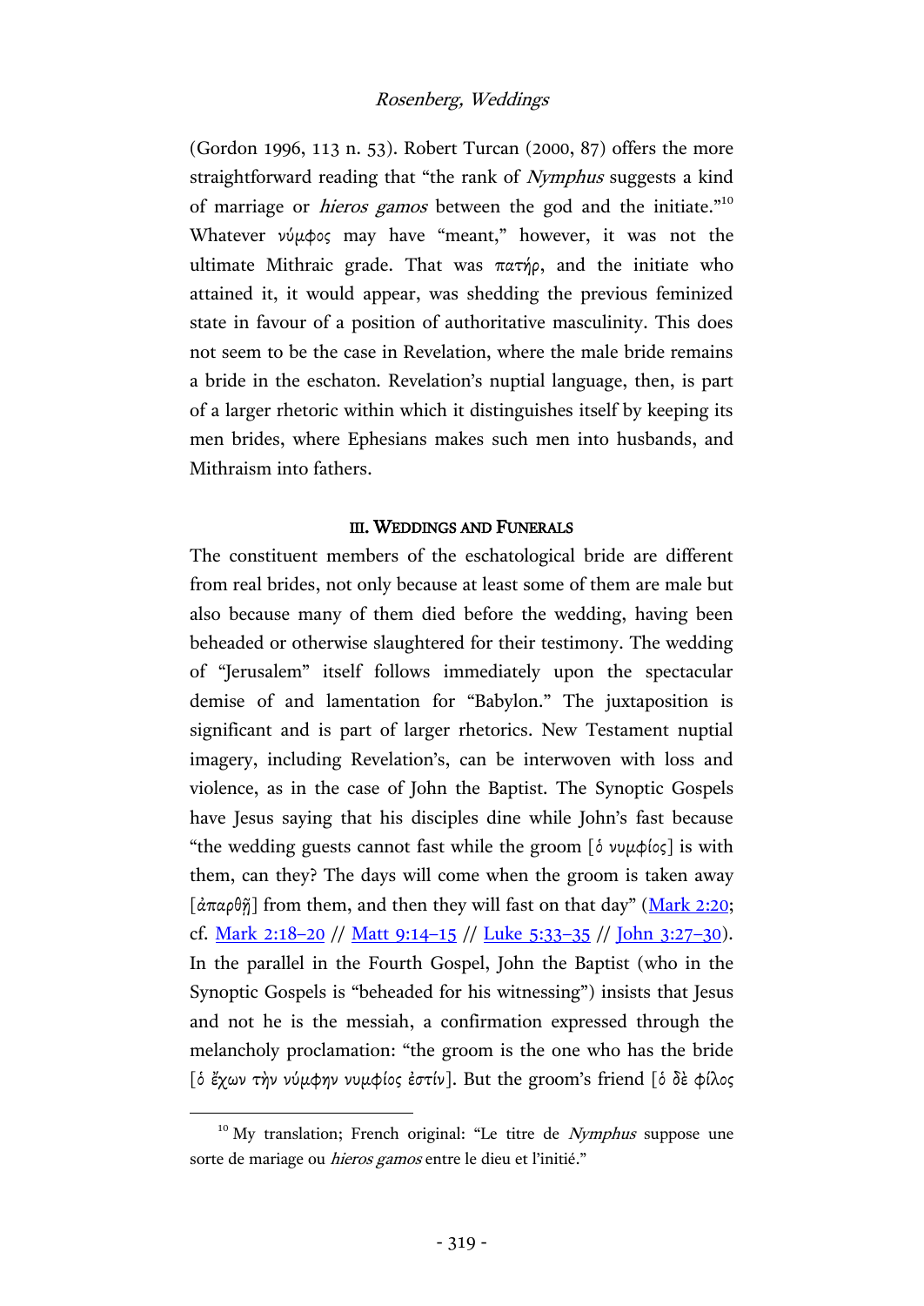(Gordon 1996, 113 n. 53). Robert Turcan (2000, 87) offers the more straightforward reading that "the rank of *Nymphus* suggests a kind of marriage or *hieros gamos* between the god and the initiate."[10] Whatever νύμφος may have "meant," however, it was not the ultimate Mithraic grade. That was πατήρ, and the initiate who attained it, it would appear, was shedding the previous feminized state in favour of a position of authoritative masculinity. This does not seem to be the case in Revelation, where the male bride remains a bride in the eschaton. Revelation's nuptial language, then, is part of a larger rhetoric within which it distinguishes itself by keeping its men brides, where Ephesians makes such men into husbands, and Mithraism into fathers.

### III. Weddings and Funerals

The constituent members of the eschatological bride are different from real brides, not only because at least some of them are male but also because many of them died before the wedding, having been beheaded or otherwise slaughtered for their testimony. The wedding of "Jerusalem" itself follows immediately upon the spectacular demise of and lamentation for "Babylon." The juxtaposition is significant and is part of larger rhetorics. New Testament nuptial imagery, including Revelation's, can be interwoven with loss and violence, as in the case of John the Baptist. The Synoptic Gospels have Jesus saying that his disciples dine while John's fast because "the wedding guests cannot fast while the groom [ὁ νυμφίος] is with them, can they? The days will come when the groom is taken away [ἀπαρθῇ] from them, and then they will fast on that day" (Mark 2:20; cf. Mark 2:18–20 // Matt 9:14–15 // Luke 5:33–35 // John 3:27–30). In the parallel in the Fourth Gospel, John the Baptist (who in the Synoptic Gospels is "beheaded for his witnessing") insists that Jesus and not he is the messiah, a confirmation expressed through the melancholy proclamation: "the groom is the one who has the bride [ὁ ἔχων τὴν νύμφην νυμφίος ἐστίν]. But the groom's friend [ὁ δὲ φίλος

[10] My translation; French original: "Le titre de *Nymphus* suppose une sorte de mariage ou *hieros gamos* entre le dieu et l'initié."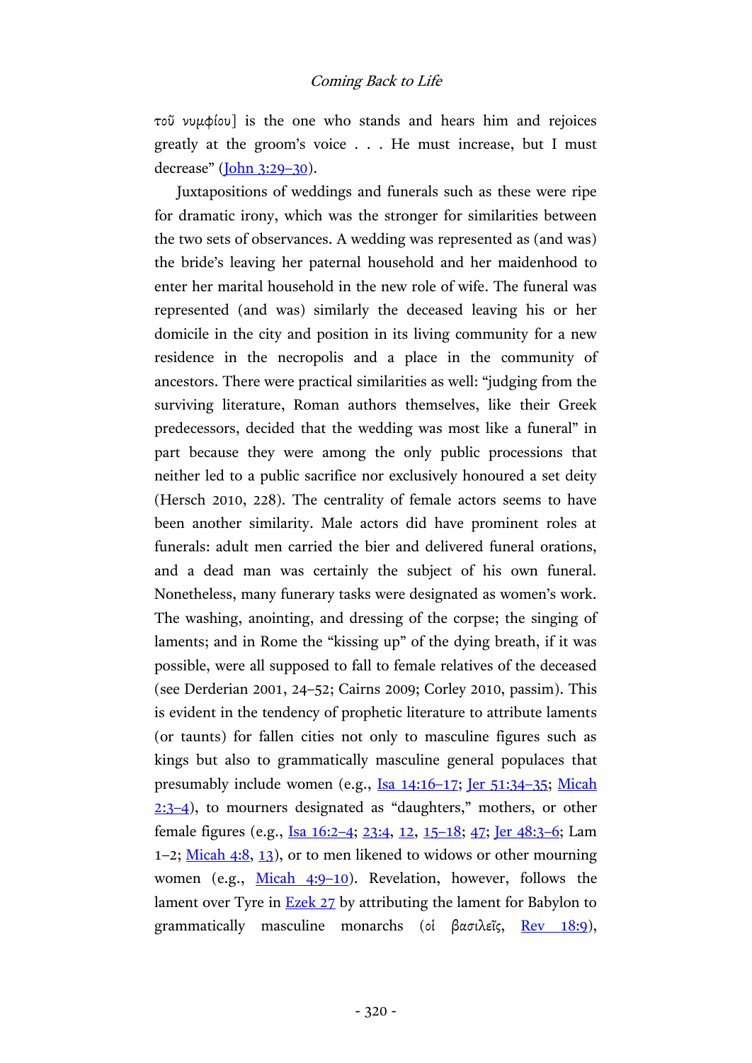τοῦ νυμφίου] is the one who stands and hears him and rejoices greatly at the groom's voice . . . He must increase, but I must decrease" (John 3:29–30).

Juxtapositions of weddings and funerals such as these were ripe for dramatic irony, which was the stronger for similarities between the two sets of observances. A wedding was represented as (and was) the bride's leaving her paternal household and her maidenhood to enter her marital household in the new role of wife. The funeral was represented (and was) similarly the deceased leaving his or her domicile in the city and position in its living community for a new residence in the necropolis and a place in the community of ancestors. There were practical similarities as well: "judging from the surviving literature, Roman authors themselves, like their Greek predecessors, decided that the wedding was most like a funeral" in part because they were among the only public processions that neither led to a public sacrifice nor exclusively honoured a set deity (Hersch 2010, 228). The centrality of female actors seems to have been another similarity. Male actors did have prominent roles at funerals: adult men carried the bier and delivered funeral orations, and a dead man was certainly the subject of his own funeral. Nonetheless, many funerary tasks were designated as women's work. The washing, anointing, and dressing of the corpse; the singing of laments; and in Rome the "kissing up" of the dying breath, if it was possible, were all supposed to fall to female relatives of the deceased (see Derderian 2001, 24–52; Cairns 2009; Corley 2010, passim). This is evident in the tendency of prophetic literature to attribute laments (or taunts) for fallen cities not only to masculine figures such as kings but also to grammatically masculine general populaces that presumably include women (e.g., Isa 14:16–17; Jer 51:34–35; Micah 2:3–4), to mourners designated as "daughters," mothers, or other female figures (e.g., Isa 16:2–4; 23:4, 12, 15–18; 47; Jer 48:3–6; Lam 1–2; Micah 4:8, 13), or to men likened to widows or other mourning women (e.g., Micah 4:9–10). Revelation, however, follows the lament over Tyre in Ezek 27 by attributing the lament for Babylon to grammatically masculine monarchs (οἱ βασιλεῖς, Rev 18:9),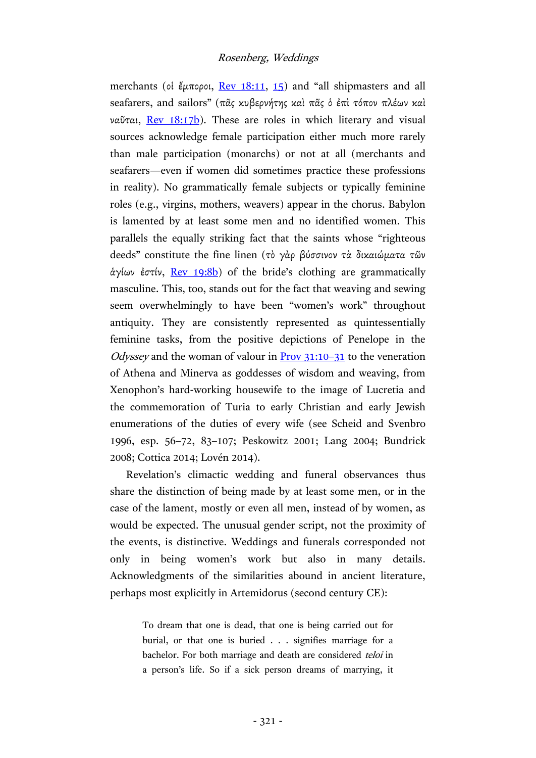merchants (οἱ ἔμποροι, Rev 18:11, 15) and "all shipmasters and all seafarers, and sailors" (πᾶς κυβερνήτης καὶ πᾶς ὁ ἐπὶ τόπον πλέων καὶ ναῦται, Rev 18:17b). These are roles in which literary and visual sources acknowledge female participation either much more rarely than male participation (monarchs) or not at all (merchants and seafarers—even if women did sometimes practice these professions in reality). No grammatically female subjects or typically feminine roles (e.g., virgins, mothers, weavers) appear in the chorus. Babylon is lamented by at least some men and no identified women. This parallels the equally striking fact that the saints whose "righteous deeds" constitute the fine linen (τὸ γὰρ βύσσινον τὰ δικαιώματα τῶν ἁγίων ἐστίν, Rev 19:8b) of the bride's clothing are grammatically masculine. This, too, stands out for the fact that weaving and sewing seem overwhelmingly to have been "women's work" throughout antiquity. They are consistently represented as quintessentially feminine tasks, from the positive depictions of Penelope in the *Odyssey* and the woman of valour in Prov 31:10–31 to the veneration of Athena and Minerva as goddesses of wisdom and weaving, from Xenophon's hard-working housewife to the image of Lucretia and the commemoration of Turia to early Christian and early Jewish enumerations of the duties of every wife (see Scheid and Svenbro 1996, esp. 56–72, 83–107; Peskowitz 2001; Lang 2004; Bundrick 2008; Cottica 2014; Lovén 2014).

Revelation's climactic wedding and funeral observances thus share the distinction of being made by at least some men, or in the case of the lament, mostly or even all men, instead of by women, as would be expected. The unusual gender script, not the proximity of the events, is distinctive. Weddings and funerals corresponded not only in being women's work but also in many details. Acknowledgments of the similarities abound in ancient literature, perhaps most explicitly in Artemidorus (second century CE):

> To dream that one is dead, that one is being carried out for burial, or that one is buried . . . signifies marriage for a bachelor. For both marriage and death are considered *teloi* in a person's life. So if a sick person dreams of marrying, it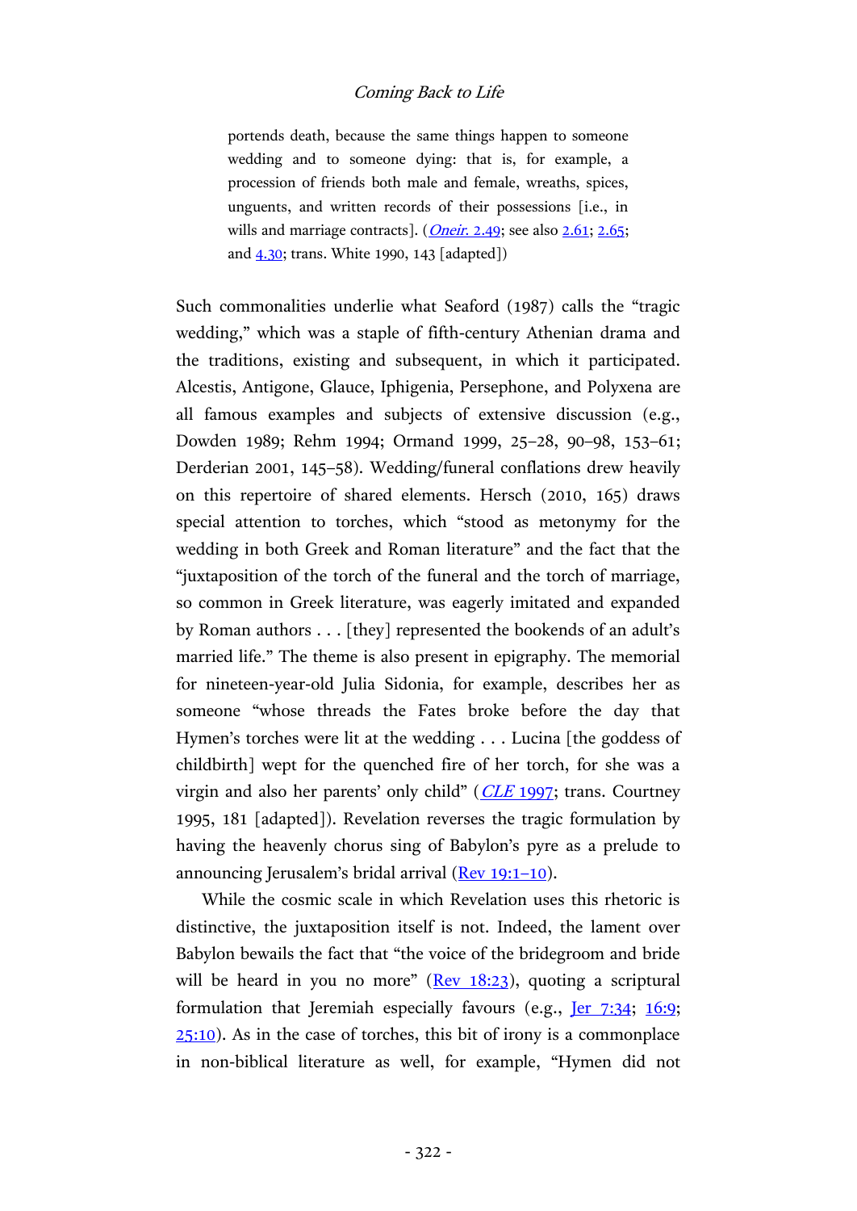> portends death, because the same things happen to someone wedding and to someone dying: that is, for example, a procession of friends both male and female, wreaths, spices, unguents, and written records of their possessions [i.e., in wills and marriage contracts]. (*Oneir.* 2.49; see also 2.61; 2.65; and 4.30; trans. White 1990, 143 [adapted])

Such commonalities underlie what Seaford (1987) calls the "tragic wedding," which was a staple of fifth-century Athenian drama and the traditions, existing and subsequent, in which it participated. Alcestis, Antigone, Glauce, Iphigenia, Persephone, and Polyxena are all famous examples and subjects of extensive discussion (e.g., Dowden 1989; Rehm 1994; Ormand 1999, 25–28, 90–98, 153–61; Derderian 2001, 145–58). Wedding/funeral conflations drew heavily on this repertoire of shared elements. Hersch (2010, 165) draws special attention to torches, which "stood as metonymy for the wedding in both Greek and Roman literature" and the fact that the "juxtaposition of the torch of the funeral and the torch of marriage, so common in Greek literature, was eagerly imitated and expanded by Roman authors . . . [they] represented the bookends of an adult's married life." The theme is also present in epigraphy. The memorial for nineteen-year-old Julia Sidonia, for example, describes her as someone "whose threads the Fates broke before the day that Hymen's torches were lit at the wedding . . . Lucina [the goddess of childbirth] wept for the quenched fire of her torch, for she was a virgin and also her parents' only child" (*CLE* 1997; trans. Courtney 1995, 181 [adapted]). Revelation reverses the tragic formulation by having the heavenly chorus sing of Babylon's pyre as a prelude to announcing Jerusalem's bridal arrival (Rev 19:1–10).

While the cosmic scale in which Revelation uses this rhetoric is distinctive, the juxtaposition itself is not. Indeed, the lament over Babylon bewails the fact that "the voice of the bridegroom and bride will be heard in you no more" (Rev 18:23), quoting a scriptural formulation that Jeremiah especially favours (e.g., Jer 7:34; 16:9; 25:10). As in the case of torches, this bit of irony is a commonplace in non-biblical literature as well, for example, "Hymen did not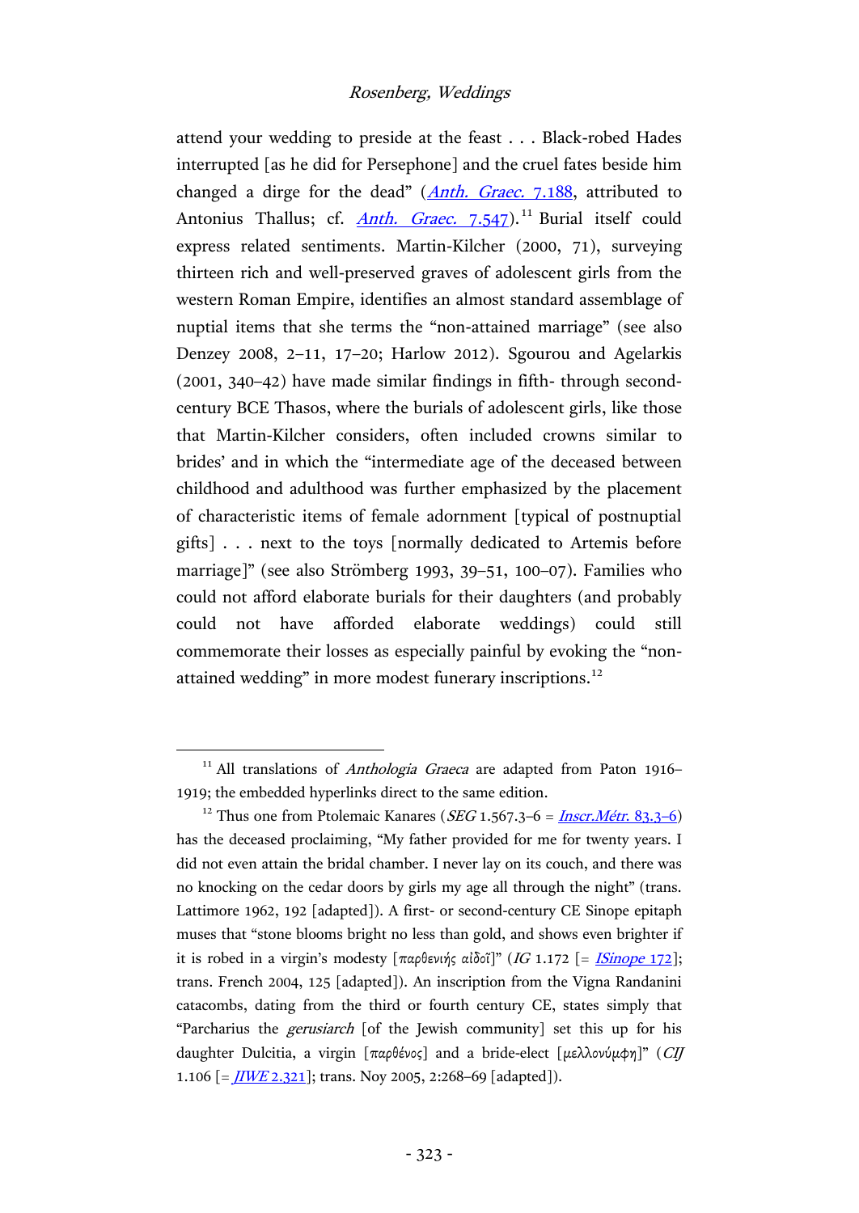attend your wedding to preside at the feast . . . Black-robed Hades interrupted [as he did for Persephone] and the cruel fates beside him changed a dirge for the dead" (*Anth. Graec.* 7.188, attributed to Antonius Thallus; cf. *Anth. Graec.* 7.547).[11] Burial itself could express related sentiments. Martin-Kilcher (2000, 71), surveying thirteen rich and well-preserved graves of adolescent girls from the western Roman Empire, identifies an almost standard assemblage of nuptial items that she terms the "non-attained marriage" (see also Denzey 2008, 2–11, 17–20; Harlow 2012). Sgourou and Agelarkis (2001, 340–42) have made similar findings in fifth- through second-century BCE Thasos, where the burials of adolescent girls, like those that Martin-Kilcher considers, often included crowns similar to brides' and in which the "intermediate age of the deceased between childhood and adulthood was further emphasized by the placement of characteristic items of female adornment [typical of postnuptial gifts] . . . next to the toys [normally dedicated to Artemis before marriage]" (see also Strömberg 1993, 39–51, 100–07). Families who could not afford elaborate burials for their daughters (and probably could not have afforded elaborate weddings) could still commemorate their losses as especially painful by evoking the "non-attained wedding" in more modest funerary inscriptions.[12]

---

[11] All translations of *Anthologia Graeca* are adapted from Paton 1916–1919; the embedded hyperlinks direct to the same edition.

[12] Thus one from Ptolemaic Kanares (*SEG* 1.567.3–6 = *Inscr.Métr.* 83.3–6) has the deceased proclaiming, "My father provided for me for twenty years. I did not even attain the bridal chamber. I never lay on its couch, and there was no knocking on the cedar doors by girls my age all through the night" (trans. Lattimore 1962, 192 [adapted]). A first- or second-century CE Sinope epitaph muses that "stone blooms bright no less than gold, and shows even brighter if it is robed in a virgin's modesty [παρθενιής αἰδοῖ]" (*IG* 1.172 [= *ISinope* 172]; trans. French 2004, 125 [adapted]). An inscription from the Vigna Randanini catacombs, dating from the third or fourth century CE, states simply that "Parcharius the *gerusiarch* [of the Jewish community] set this up for his daughter Dulcitia, a virgin [παρθένος] and a bride-elect [μελλονύμφη]" (*CIJ* 1.106 [= *JIWE* 2.321]; trans. Noy 2005, 2:268–69 [adapted]).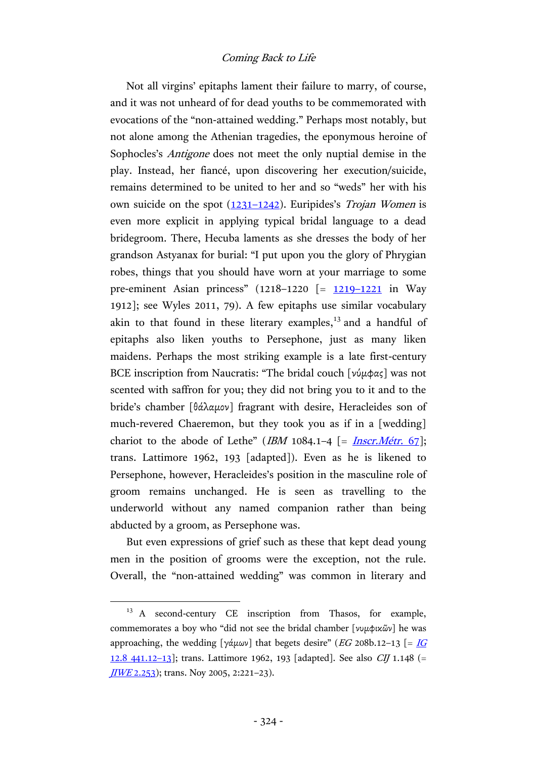Not all virgins' epitaphs lament their failure to marry, of course, and it was not unheard of for dead youths to be commemorated with evocations of the "non-attained wedding." Perhaps most notably, but not alone among the Athenian tragedies, the eponymous heroine of Sophocles's *Antigone* does not meet the only nuptial demise in the play. Instead, her fiancé, upon discovering her execution/suicide, remains determined to be united to her and so "weds" her with his own suicide on the spot (1231–1242). Euripides's *Trojan Women* is even more explicit in applying typical bridal language to a dead bridegroom. There, Hecuba laments as she dresses the body of her grandson Astyanax for burial: "I put upon you the glory of Phrygian robes, things that you should have worn at your marriage to some pre-eminent Asian princess" (1218–1220 [= 1219–1221 in Way 1912]; see Wyles 2011, 79). A few epitaphs use similar vocabulary akin to that found in these literary examples,[13] and a handful of epitaphs also liken youths to Persephone, just as many liken maidens. Perhaps the most striking example is a late first-century BCE inscription from Naucratis: "The bridal couch [νύμφας] was not scented with saffron for you; they did not bring you to it and to the bride's chamber [θάλαμον] fragrant with desire, Heracleides son of much-revered Chaeremon, but they took you as if in a [wedding] chariot to the abode of Lethe" (*IBM* 1084.1–4 [= *Inscr.Métr.* 67]; trans. Lattimore 1962, 193 [adapted]). Even as he is likened to Persephone, however, Heracleides's position in the masculine role of groom remains unchanged. He is seen as travelling to the underworld without any named companion rather than being abducted by a groom, as Persephone was.

But even expressions of grief such as these that kept dead young men in the position of grooms were the exception, not the rule. Overall, the "non-attained wedding" was common in literary and

---

[13] A second-century CE inscription from Thasos, for example, commemorates a boy who "did not see the bridal chamber [νυμφικῶν] he was approaching, the wedding [γάμων] that begets desire" (*EG* 208b.12–13 [= *IG* 12.8 441.12–13]; trans. Lattimore 1962, 193 [adapted]. See also *CIJ* 1.148 (= *JIWE* 2.253); trans. Noy 2005, 2:221–23).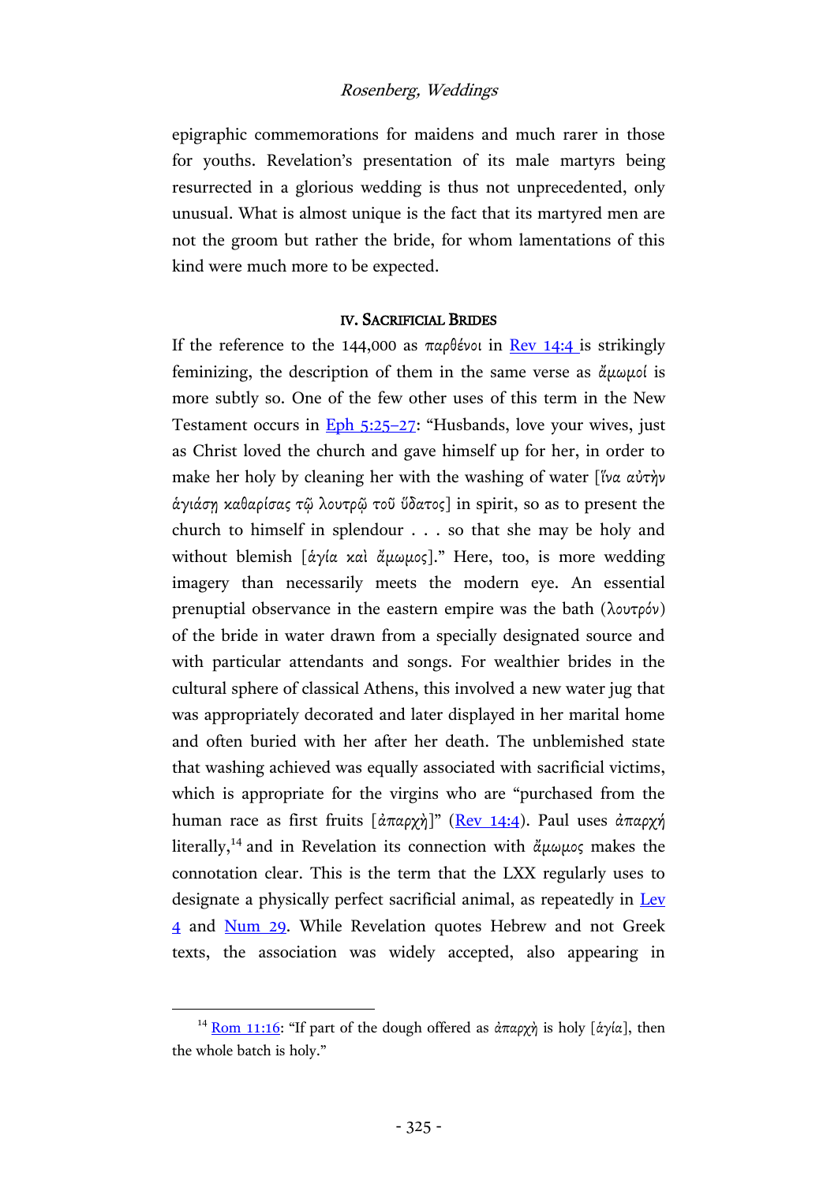epigraphic commemorations for maidens and much rarer in those for youths. Revelation's presentation of its male martyrs being resurrected in a glorious wedding is thus not unprecedented, only unusual. What is almost unique is the fact that its martyred men are not the groom but rather the bride, for whom lamentations of this kind were much more to be expected.

## IV. Sacrificial Brides

If the reference to the 144,000 as *παρθένοι* in Rev 14:4 is strikingly feminizing, the description of them in the same verse as *ἄμωμοί* is more subtly so. One of the few other uses of this term in the New Testament occurs in Eph 5:25–27: "Husbands, love your wives, just as Christ loved the church and gave himself up for her, in order to make her holy by cleaning her with the washing of water [*ἵνα αὐτὴν ἁγιάσῃ καθαρίσας τῷ λουτρῷ τοῦ ὕδατος*] in spirit, so as to present the church to himself in splendour . . . so that she may be holy and without blemish [*ἁγία καὶ ἄμωμος*]." Here, too, is more wedding imagery than necessarily meets the modern eye. An essential prenuptial observance in the eastern empire was the bath (*λουτρόν*) of the bride in water drawn from a specially designated source and with particular attendants and songs. For wealthier brides in the cultural sphere of classical Athens, this involved a new water jug that was appropriately decorated and later displayed in her marital home and often buried with her after her death. The unblemished state that washing achieved was equally associated with sacrificial victims, which is appropriate for the virgins who are "purchased from the human race as first fruits [*ἀπαρχὴ*]" (Rev 14:4). Paul uses *ἀπαρχή* literally,[14] and in Revelation its connection with *ἄμωμος* makes the connotation clear. This is the term that the LXX regularly uses to designate a physically perfect sacrificial animal, as repeatedly in Lev 4 and Num 29. While Revelation quotes Hebrew and not Greek texts, the association was widely accepted, also appearing in

[14] Rom 11:16: "If part of the dough offered as *ἀπαρχὴ* is holy [*ἁγία*], then the whole batch is holy."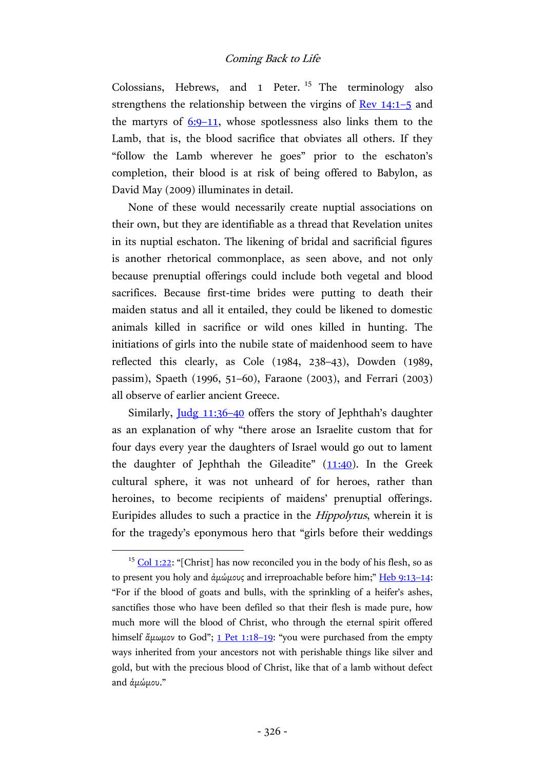Colossians, Hebrews, and 1 Peter.[15] The terminology also strengthens the relationship between the virgins of Rev 14:1–5 and the martyrs of 6:9–11, whose spotlessness also links them to the Lamb, that is, the blood sacrifice that obviates all others. If they "follow the Lamb wherever he goes" prior to the eschaton's completion, their blood is at risk of being offered to Babylon, as David May (2009) illuminates in detail.

None of these would necessarily create nuptial associations on their own, but they are identifiable as a thread that Revelation unites in its nuptial eschaton. The likening of bridal and sacrificial figures is another rhetorical commonplace, as seen above, and not only because prenuptial offerings could include both vegetal and blood sacrifices. Because first-time brides were putting to death their maiden status and all it entailed, they could be likened to domestic animals killed in sacrifice or wild ones killed in hunting. The initiations of girls into the nubile state of maidenhood seem to have reflected this clearly, as Cole (1984, 238–43), Dowden (1989, passim), Spaeth (1996, 51–60), Faraone (2003), and Ferrari (2003) all observe of earlier ancient Greece.

Similarly, Judg 11:36–40 offers the story of Jephthah's daughter as an explanation of why "there arose an Israelite custom that for four days every year the daughters of Israel would go out to lament the daughter of Jephthah the Gileadite" (11:40). In the Greek cultural sphere, it was not unheard of for heroes, rather than heroines, to become recipients of maidens' prenuptial offerings. Euripides alludes to such a practice in the *Hippolytus*, wherein it is for the tragedy's eponymous hero that "girls before their weddings

---

[15] Col 1:22: "[Christ] has now reconciled you in the body of his flesh, so as to present you holy and ἀμώμους and irreproachable before him;" Heb 9:13–14: "For if the blood of goats and bulls, with the sprinkling of a heifer's ashes, sanctifies those who have been defiled so that their flesh is made pure, how much more will the blood of Christ, who through the eternal spirit offered himself ἄμωμον to God"; 1 Pet 1:18–19: "you were purchased from the empty ways inherited from your ancestors not with perishable things like silver and gold, but with the precious blood of Christ, like that of a lamb without defect and ἀμώμου."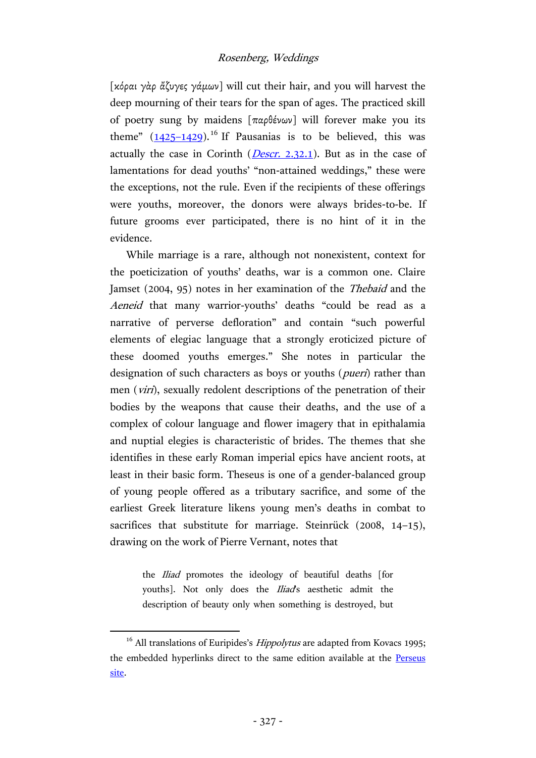[κόραι γὰρ ἄζυγες γάμων] will cut their hair, and you will harvest the deep mourning of their tears for the span of ages. The practiced skill of poetry sung by maidens [παρθένων] will forever make you its theme" (1425–1429).[16] If Pausanias is to be believed, this was actually the case in Corinth (*Descr.* 2.32.1). But as in the case of lamentations for dead youths' "non-attained weddings," these were the exceptions, not the rule. Even if the recipients of these offerings were youths, moreover, the donors were always brides-to-be. If future grooms ever participated, there is no hint of it in the evidence.

While marriage is a rare, although not nonexistent, context for the poeticization of youths' deaths, war is a common one. Claire Jamset (2004, 95) notes in her examination of the *Thebaid* and the *Aeneid* that many warrior-youths' deaths "could be read as a narrative of perverse defloration" and contain "such powerful elements of elegiac language that a strongly eroticized picture of these doomed youths emerges." She notes in particular the designation of such characters as boys or youths (*pueri*) rather than men (*viri*), sexually redolent descriptions of the penetration of their bodies by the weapons that cause their deaths, and the use of a complex of colour language and flower imagery that in epithalamia and nuptial elegies is characteristic of brides. The themes that she identifies in these early Roman imperial epics have ancient roots, at least in their basic form. Theseus is one of a gender-balanced group of young people offered as a tributary sacrifice, and some of the earliest Greek literature likens young men's deaths in combat to sacrifices that substitute for marriage. Steinrück (2008, 14–15), drawing on the work of Pierre Vernant, notes that

> the *Iliad* promotes the ideology of beautiful deaths [for youths]. Not only does the *Iliad*'s aesthetic admit the description of beauty only when something is destroyed, but

[16] All translations of Euripides's *Hippolytus* are adapted from Kovacs 1995; the embedded hyperlinks direct to the same edition available at the Perseus site.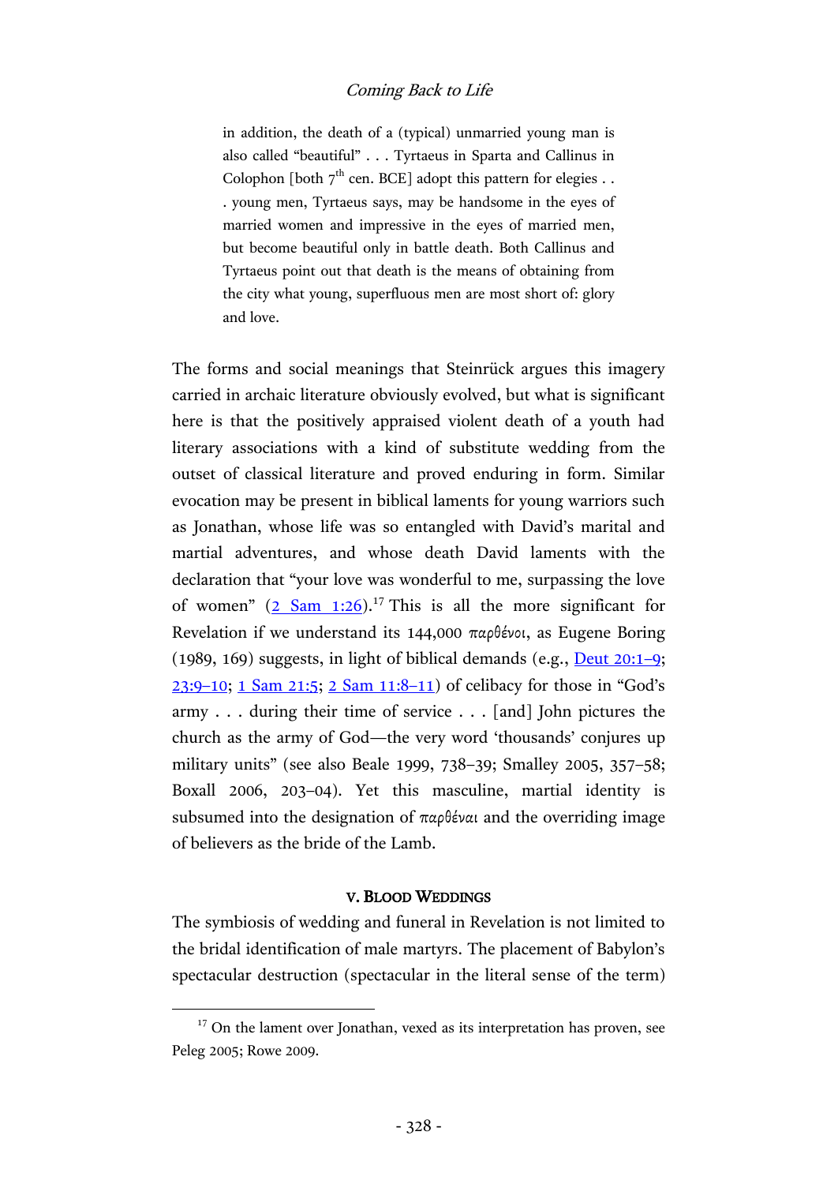> in addition, the death of a (typical) unmarried young man is also called "beautiful" . . . Tyrtaeus in Sparta and Callinus in Colophon [both 7th cen. BCE] adopt this pattern for elegies . . . young men, Tyrtaeus says, may be handsome in the eyes of married women and impressive in the eyes of married men, but become beautiful only in battle death. Both Callinus and Tyrtaeus point out that death is the means of obtaining from the city what young, superfluous men are most short of: glory and love.

The forms and social meanings that Steinrück argues this imagery carried in archaic literature obviously evolved, but what is significant here is that the positively appraised violent death of a youth had literary associations with a kind of substitute wedding from the outset of classical literature and proved enduring in form. Similar evocation may be present in biblical laments for young warriors such as Jonathan, whose life was so entangled with David's marital and martial adventures, and whose death David laments with the declaration that "your love was wonderful to me, surpassing the love of women" (2 Sam 1:26).[17] This is all the more significant for Revelation if we understand its 144,000 παρθένοι, as Eugene Boring (1989, 169) suggests, in light of biblical demands (e.g., Deut 20:1–9; 23:9–10; 1 Sam 21:5; 2 Sam 11:8–11) of celibacy for those in "God's army . . . during their time of service . . . [and] John pictures the church as the army of God—the very word 'thousands' conjures up military units" (see also Beale 1999, 738–39; Smalley 2005, 357–58; Boxall 2006, 203–04). Yet this masculine, martial identity is subsumed into the designation of παρθέναι and the overriding image of believers as the bride of the Lamb.

## V. Blood Weddings

The symbiosis of wedding and funeral in Revelation is not limited to the bridal identification of male martyrs. The placement of Babylon's spectacular destruction (spectacular in the literal sense of the term)

[17] On the lament over Jonathan, vexed as its interpretation has proven, see Peleg 2005; Rowe 2009.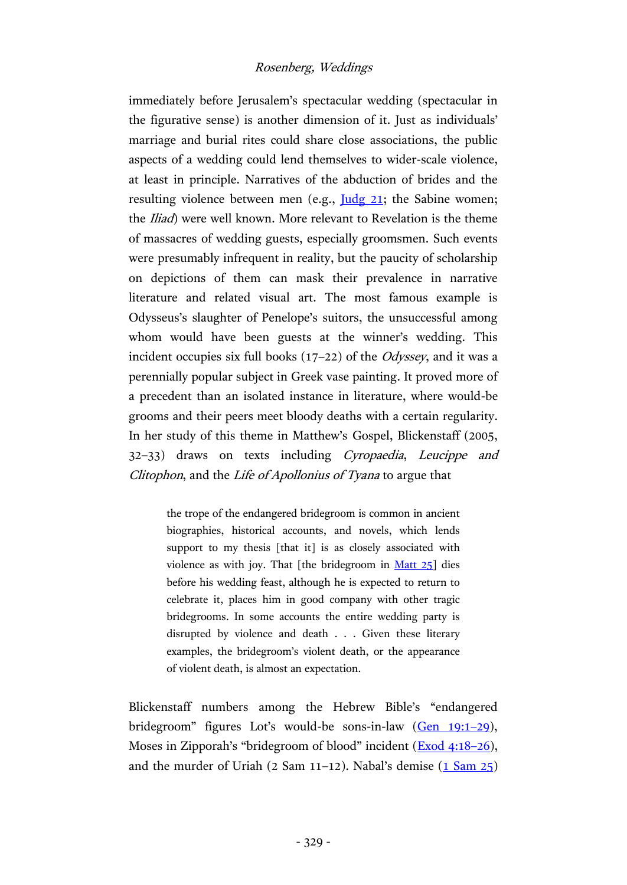immediately before Jerusalem's spectacular wedding (spectacular in the figurative sense) is another dimension of it. Just as individuals' marriage and burial rites could share close associations, the public aspects of a wedding could lend themselves to wider-scale violence, at least in principle. Narratives of the abduction of brides and the resulting violence between men (e.g., Judg 21; the Sabine women; the *Iliad*) were well known. More relevant to Revelation is the theme of massacres of wedding guests, especially groomsmen. Such events were presumably infrequent in reality, but the paucity of scholarship on depictions of them can mask their prevalence in narrative literature and related visual art. The most famous example is Odysseus's slaughter of Penelope's suitors, the unsuccessful among whom would have been guests at the winner's wedding. This incident occupies six full books (17–22) of the *Odyssey*, and it was a perennially popular subject in Greek vase painting. It proved more of a precedent than an isolated instance in literature, where would-be grooms and their peers meet bloody deaths with a certain regularity. In her study of this theme in Matthew's Gospel, Blickenstaff (2005, 32–33) draws on texts including *Cyropaedia*, *Leucippe and Clitophon*, and the *Life of Apollonius of Tyana* to argue that

> the trope of the endangered bridegroom is common in ancient biographies, historical accounts, and novels, which lends support to my thesis [that it] is as closely associated with violence as with joy. That [the bridegroom in Matt 25] dies before his wedding feast, although he is expected to return to celebrate it, places him in good company with other tragic bridegrooms. In some accounts the entire wedding party is disrupted by violence and death . . . Given these literary examples, the bridegroom's violent death, or the appearance of violent death, is almost an expectation.

Blickenstaff numbers among the Hebrew Bible's "endangered bridegroom" figures Lot's would-be sons-in-law (Gen 19:1–29), Moses in Zipporah's "bridegroom of blood" incident (Exod 4:18–26), and the murder of Uriah (2 Sam 11–12). Nabal's demise (1 Sam 25)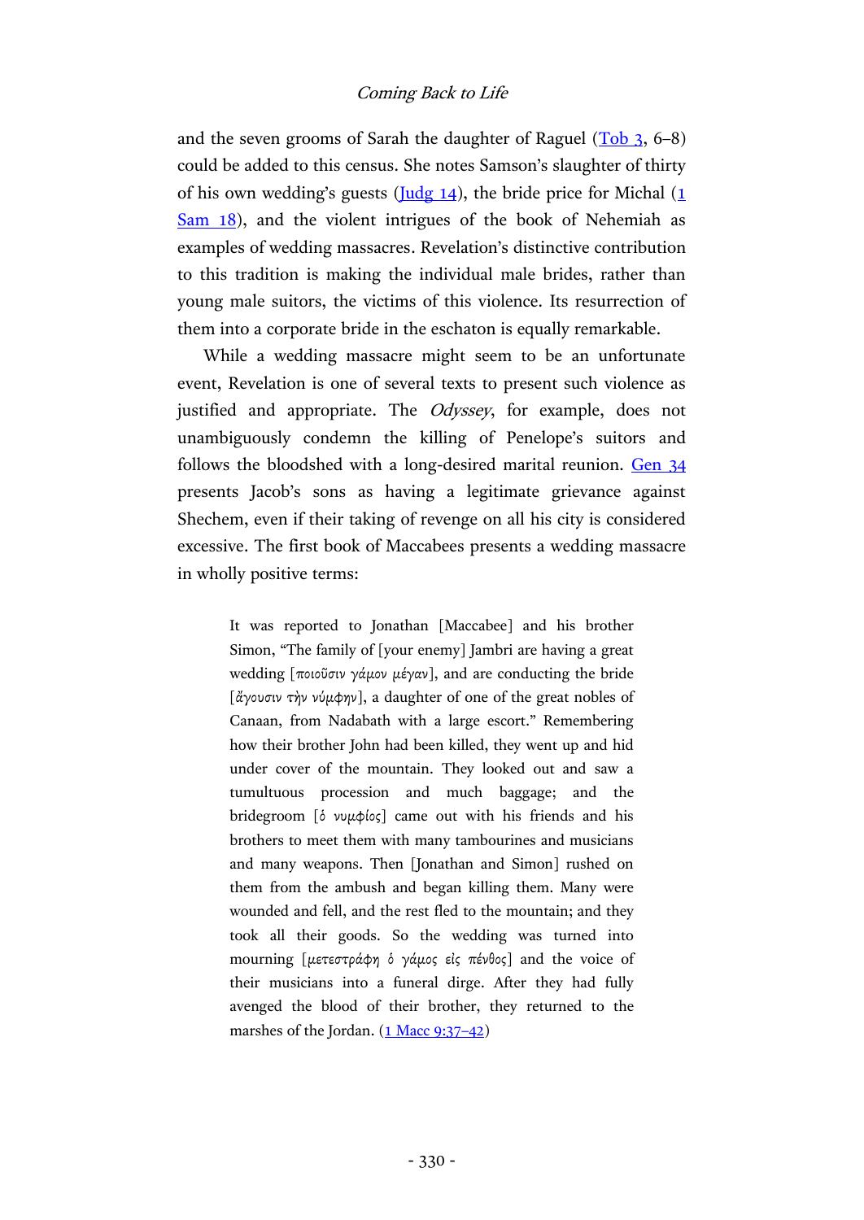and the seven grooms of Sarah the daughter of Raguel (Tob 3, 6–8) could be added to this census. She notes Samson's slaughter of thirty of his own wedding's guests (Judg 14), the bride price for Michal (1 Sam 18), and the violent intrigues of the book of Nehemiah as examples of wedding massacres. Revelation's distinctive contribution to this tradition is making the individual male brides, rather than young male suitors, the victims of this violence. Its resurrection of them into a corporate bride in the eschaton is equally remarkable.

While a wedding massacre might seem to be an unfortunate event, Revelation is one of several texts to present such violence as justified and appropriate. The *Odyssey*, for example, does not unambiguously condemn the killing of Penelope's suitors and follows the bloodshed with a long-desired marital reunion. Gen 34 presents Jacob's sons as having a legitimate grievance against Shechem, even if their taking of revenge on all his city is considered excessive. The first book of Maccabees presents a wedding massacre in wholly positive terms:

> It was reported to Jonathan [Maccabee] and his brother Simon, "The family of [your enemy] Jambri are having a great wedding [ποιοῦσιν γάμον μέγαν], and are conducting the bride [ἄγουσιν τὴν νύμφην], a daughter of one of the great nobles of Canaan, from Nadabath with a large escort." Remembering how their brother John had been killed, they went up and hid under cover of the mountain. They looked out and saw a tumultuous procession and much baggage; and the bridegroom [ὁ νυμφίος] came out with his friends and his brothers to meet them with many tambourines and musicians and many weapons. Then [Jonathan and Simon] rushed on them from the ambush and began killing them. Many were wounded and fell, and the rest fled to the mountain; and they took all their goods. So the wedding was turned into mourning [μετεστράφη ὁ γάμος εἰς πένθος] and the voice of their musicians into a funeral dirge. After they had fully avenged the blood of their brother, they returned to the marshes of the Jordan. (1 Macc 9:37–42)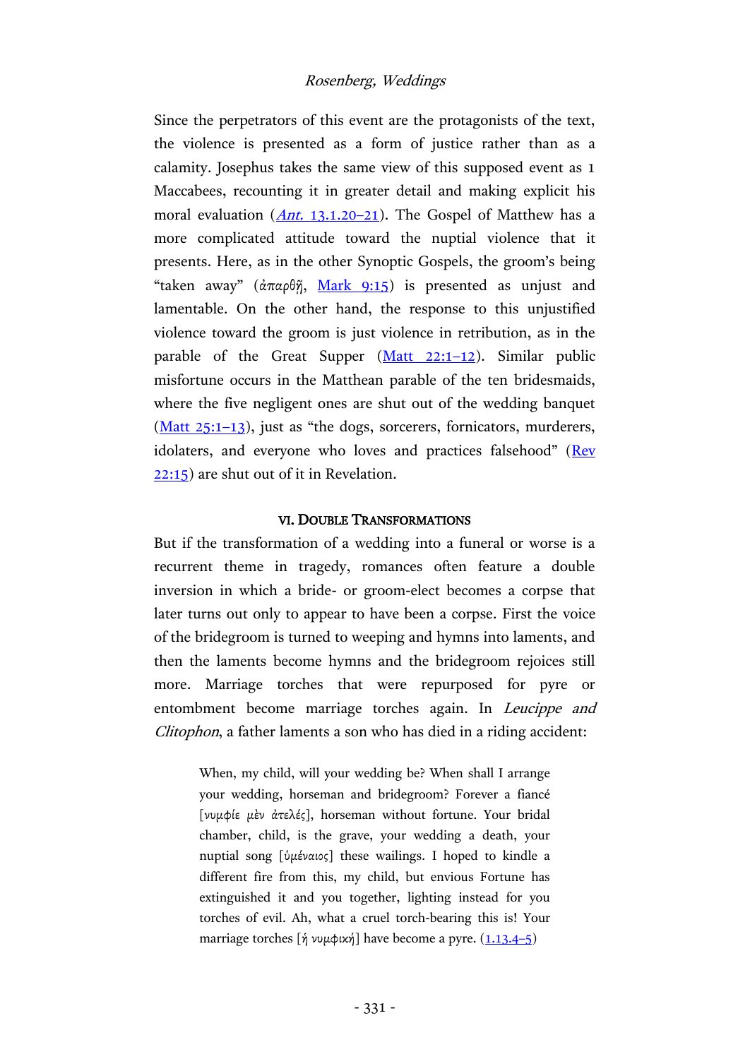Since the perpetrators of this event are the protagonists of the text, the violence is presented as a form of justice rather than as a calamity. Josephus takes the same view of this supposed event as 1 Maccabees, recounting it in greater detail and making explicit his moral evaluation (*Ant.* 13.1.20–21). The Gospel of Matthew has a more complicated attitude toward the nuptial violence that it presents. Here, as in the other Synoptic Gospels, the groom's being "taken away" (ἀπαρθῇ, Mark 9:15) is presented as unjust and lamentable. On the other hand, the response to this unjustified violence toward the groom is just violence in retribution, as in the parable of the Great Supper (Matt 22:1–12). Similar public misfortune occurs in the Matthean parable of the ten bridesmaids, where the five negligent ones are shut out of the wedding banquet (Matt 25:1–13), just as "the dogs, sorcerers, fornicators, murderers, idolaters, and everyone who loves and practices falsehood" (Rev 22:15) are shut out of it in Revelation.

## VI. Double Transformations

But if the transformation of a wedding into a funeral or worse is a recurrent theme in tragedy, romances often feature a double inversion in which a bride- or groom-elect becomes a corpse that later turns out only to appear to have been a corpse. First the voice of the bridegroom is turned to weeping and hymns into laments, and then the laments become hymns and the bridegroom rejoices still more. Marriage torches that were repurposed for pyre or entombment become marriage torches again. In *Leucippe and Clitophon*, a father laments a son who has died in a riding accident:

> When, my child, will your wedding be? When shall I arrange your wedding, horseman and bridegroom? Forever a fiancé [νυμφίε μὲν ἀτελές], horseman without fortune. Your bridal chamber, child, is the grave, your wedding a death, your nuptial song [ὑμέναιος] these wailings. I hoped to kindle a different fire from this, my child, but envious Fortune has extinguished it and you together, lighting instead for you torches of evil. Ah, what a cruel torch-bearing this is! Your marriage torches [ἡ νυμφική] have become a pyre. (1.13.4–5)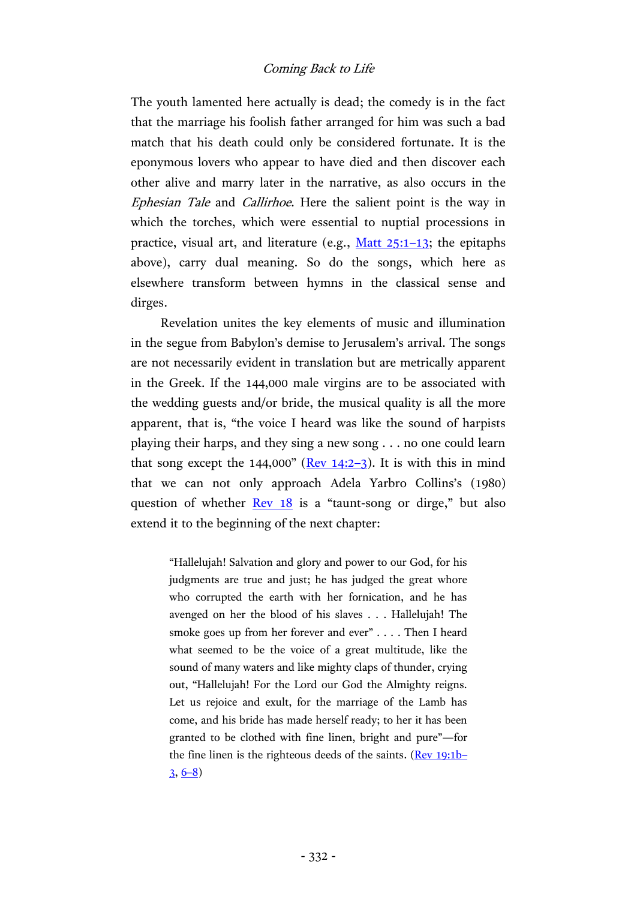The youth lamented here actually is dead; the comedy is in the fact that the marriage his foolish father arranged for him was such a bad match that his death could only be considered fortunate. It is the eponymous lovers who appear to have died and then discover each other alive and marry later in the narrative, as also occurs in the *Ephesian Tale* and *Callirhoe*. Here the salient point is the way in which the torches, which were essential to nuptial processions in practice, visual art, and literature (e.g., Matt 25:1–13; the epitaphs above), carry dual meaning. So do the songs, which here as elsewhere transform between hymns in the classical sense and dirges.

Revelation unites the key elements of music and illumination in the segue from Babylon's demise to Jerusalem's arrival. The songs are not necessarily evident in translation but are metrically apparent in the Greek. If the 144,000 male virgins are to be associated with the wedding guests and/or bride, the musical quality is all the more apparent, that is, "the voice I heard was like the sound of harpists playing their harps, and they sing a new song . . . no one could learn that song except the 144,000" (Rev 14:2–3). It is with this in mind that we can not only approach Adela Yarbro Collins's (1980) question of whether Rev 18 is a "taunt-song or dirge," but also extend it to the beginning of the next chapter:

> "Hallelujah! Salvation and glory and power to our God, for his judgments are true and just; he has judged the great whore who corrupted the earth with her fornication, and he has avenged on her the blood of his slaves . . . Hallelujah! The smoke goes up from her forever and ever" . . . . Then I heard what seemed to be the voice of a great multitude, like the sound of many waters and like mighty claps of thunder, crying out, "Hallelujah! For the Lord our God the Almighty reigns. Let us rejoice and exult, for the marriage of the Lamb has come, and his bride has made herself ready; to her it has been granted to be clothed with fine linen, bright and pure"—for the fine linen is the righteous deeds of the saints. (Rev 19:1b–3, 6–8)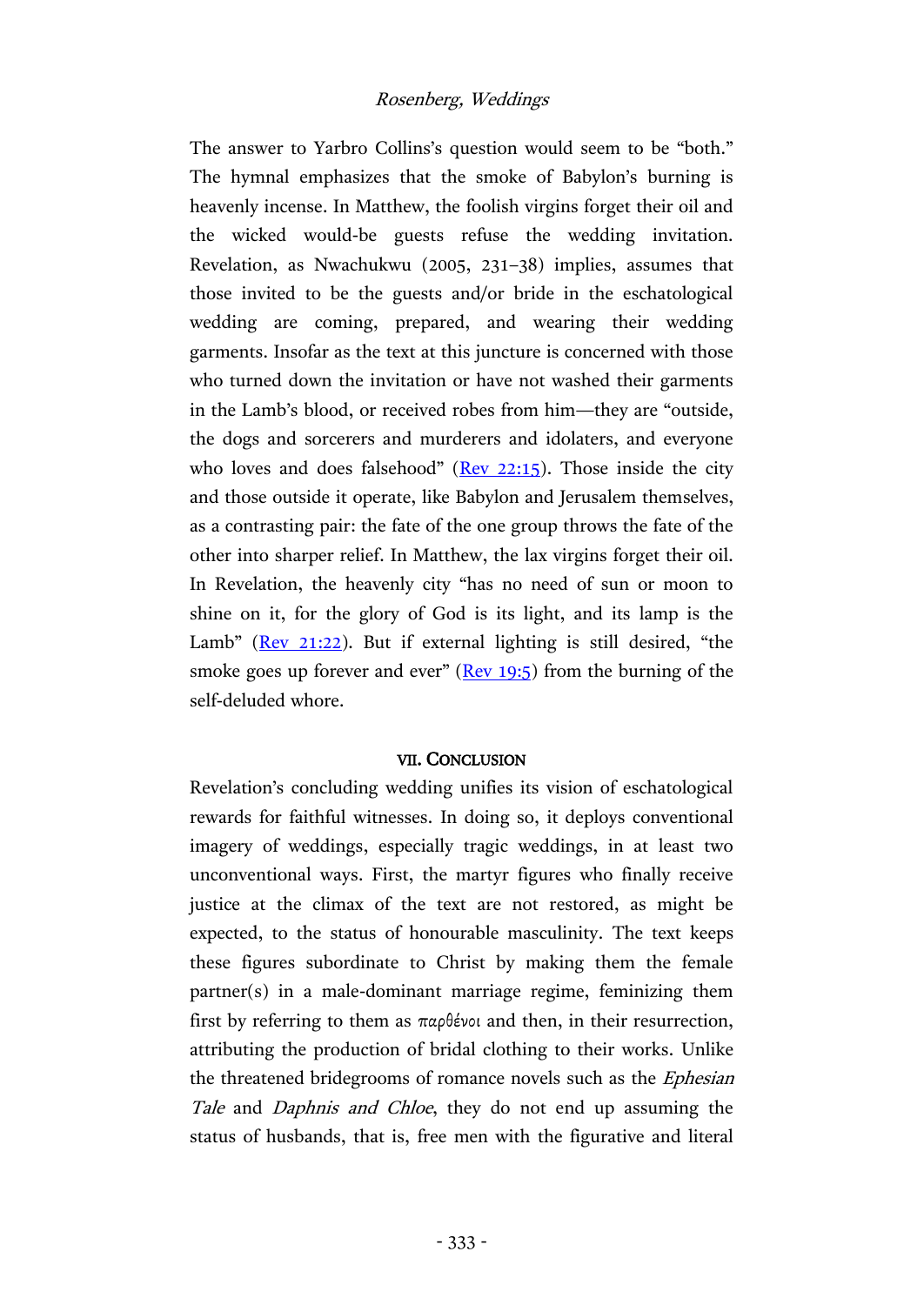The answer to Yarbro Collins's question would seem to be "both." The hymnal emphasizes that the smoke of Babylon's burning is heavenly incense. In Matthew, the foolish virgins forget their oil and the wicked would-be guests refuse the wedding invitation. Revelation, as Nwachukwu (2005, 231–38) implies, assumes that those invited to be the guests and/or bride in the eschatological wedding are coming, prepared, and wearing their wedding garments. Insofar as the text at this juncture is concerned with those who turned down the invitation or have not washed their garments in the Lamb's blood, or received robes from him—they are "outside, the dogs and sorcerers and murderers and idolaters, and everyone who loves and does falsehood" (Rev 22:15). Those inside the city and those outside it operate, like Babylon and Jerusalem themselves, as a contrasting pair: the fate of the one group throws the fate of the other into sharper relief. In Matthew, the lax virgins forget their oil. In Revelation, the heavenly city "has no need of sun or moon to shine on it, for the glory of God is its light, and its lamp is the Lamb" (Rev 21:22). But if external lighting is still desired, "the smoke goes up forever and ever" (Rev 19:5) from the burning of the self-deluded whore.

## VII. Conclusion

Revelation's concluding wedding unifies its vision of eschatological rewards for faithful witnesses. In doing so, it deploys conventional imagery of weddings, especially tragic weddings, in at least two unconventional ways. First, the martyr figures who finally receive justice at the climax of the text are not restored, as might be expected, to the status of honourable masculinity. The text keeps these figures subordinate to Christ by making them the female partner(s) in a male-dominant marriage regime, feminizing them first by referring to them as παρθένοι and then, in their resurrection, attributing the production of bridal clothing to their works. Unlike the threatened bridegrooms of romance novels such as the *Ephesian Tale* and *Daphnis and Chloe*, they do not end up assuming the status of husbands, that is, free men with the figurative and literal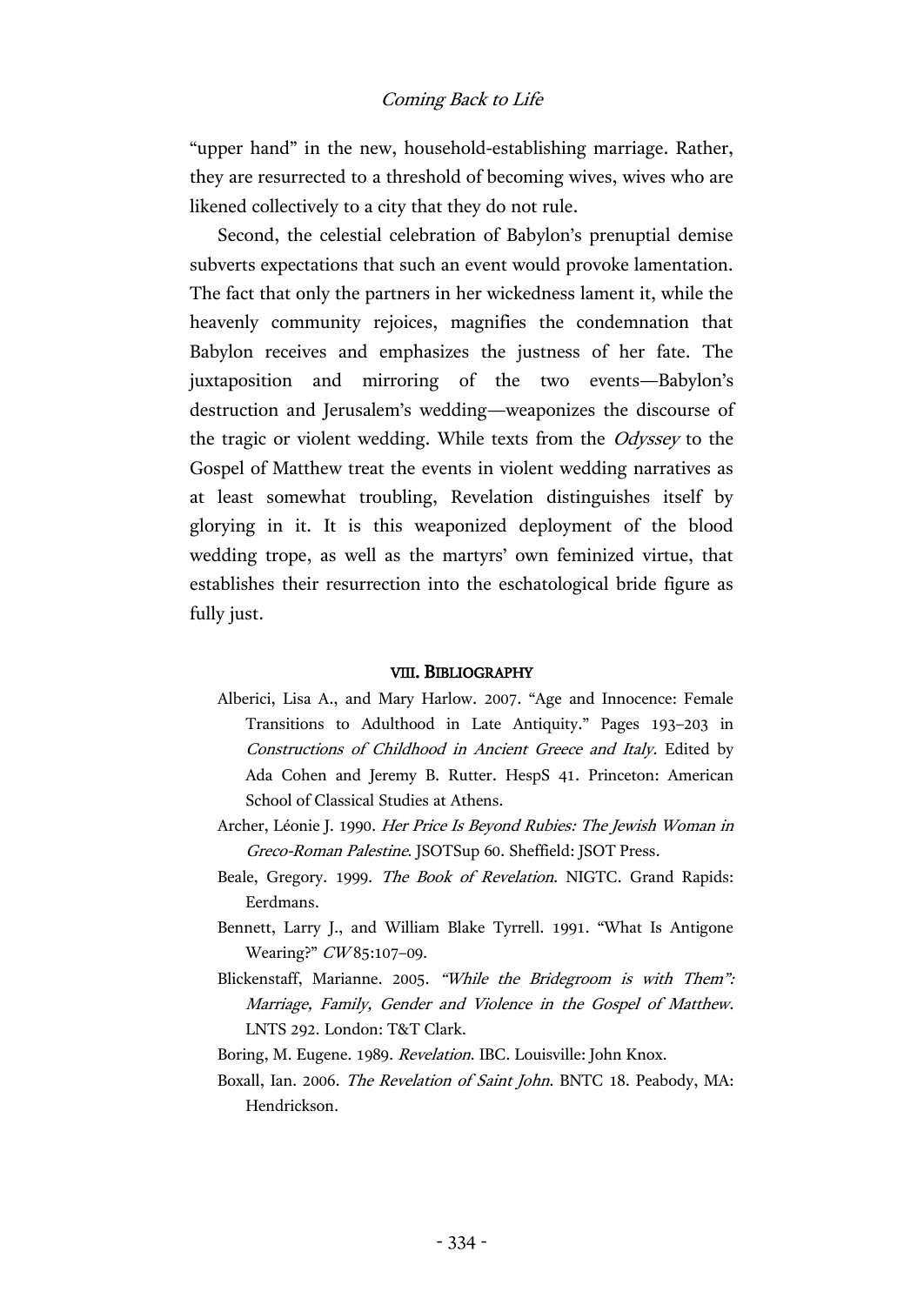"upper hand" in the new, household-establishing marriage. Rather, they are resurrected to a threshold of becoming wives, wives who are likened collectively to a city that they do not rule.

Second, the celestial celebration of Babylon's prenuptial demise subverts expectations that such an event would provoke lamentation. The fact that only the partners in her wickedness lament it, while the heavenly community rejoices, magnifies the condemnation that Babylon receives and emphasizes the justness of her fate. The juxtaposition and mirroring of the two events—Babylon's destruction and Jerusalem's wedding—weaponizes the discourse of the tragic or violent wedding. While texts from the *Odyssey* to the Gospel of Matthew treat the events in violent wedding narratives as at least somewhat troubling, Revelation distinguishes itself by glorying in it. It is this weaponized deployment of the blood wedding trope, as well as the martyrs' own feminized virtue, that establishes their resurrection into the eschatological bride figure as fully just.

## VIII. Bibliography

Alberici, Lisa A., and Mary Harlow. 2007. "Age and Innocence: Female Transitions to Adulthood in Late Antiquity." Pages 193–203 in *Constructions of Childhood in Ancient Greece and Italy*. Edited by Ada Cohen and Jeremy B. Rutter. HespS 41. Princeton: American School of Classical Studies at Athens.

Archer, Léonie J. 1990. *Her Price Is Beyond Rubies: The Jewish Woman in Greco-Roman Palestine*. JSOTSup 60. Sheffield: JSOT Press.

Beale, Gregory. 1999. *The Book of Revelation*. NIGTC. Grand Rapids: Eerdmans.

Bennett, Larry J., and William Blake Tyrrell. 1991. "What Is Antigone Wearing?" *CW* 85:107–09.

Blickenstaff, Marianne. 2005. *"While the Bridegroom is with Them": Marriage, Family, Gender and Violence in the Gospel of Matthew*. LNTS 292. London: T&T Clark.

Boring, M. Eugene. 1989. *Revelation*. IBC. Louisville: John Knox.

Boxall, Ian. 2006. *The Revelation of Saint John*. BNTC 18. Peabody, MA: Hendrickson.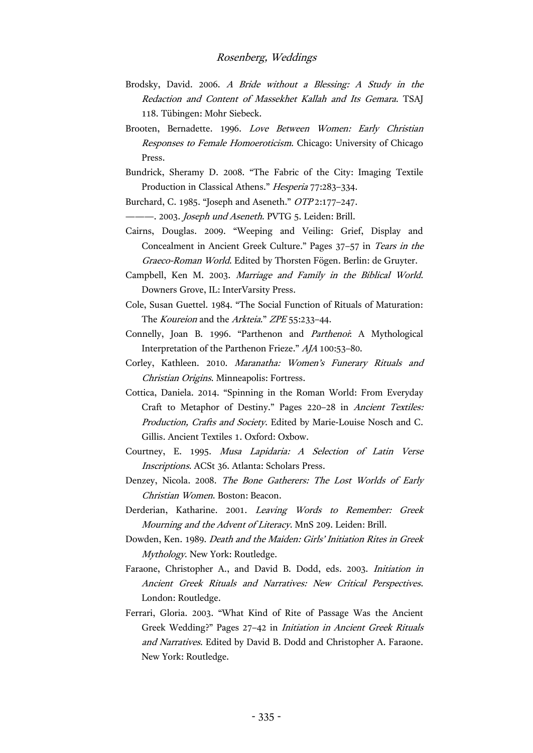Brodsky, David. 2006. *A Bride without a Blessing: A Study in the Redaction and Content of Massekhet Kallah and Its Gemara*. TSAJ 118. Tübingen: Mohr Siebeck.

Brooten, Bernadette. 1996. *Love Between Women: Early Christian Responses to Female Homoeroticism*. Chicago: University of Chicago Press.

Bundrick, Sheramy D. 2008. "The Fabric of the City: Imaging Textile Production in Classical Athens." *Hesperia* 77:283–334.

Burchard, C. 1985. "Joseph and Aseneth." *OTP* 2:177–247.

———. 2003. *Joseph und Aseneth*. PVTG 5. Leiden: Brill.

Cairns, Douglas. 2009. "Weeping and Veiling: Grief, Display and Concealment in Ancient Greek Culture." Pages 37–57 in *Tears in the Graeco-Roman World*. Edited by Thorsten Fögen. Berlin: de Gruyter.

Campbell, Ken M. 2003. *Marriage and Family in the Biblical World*. Downers Grove, IL: InterVarsity Press.

Cole, Susan Guettel. 1984. "The Social Function of Rituals of Maturation: The *Koureion* and the *Arkteia*." *ZPE* 55:233–44.

Connelly, Joan B. 1996. "Parthenon and *Parthenoi*: A Mythological Interpretation of the Parthenon Frieze." *AJA* 100:53–80.

Corley, Kathleen. 2010. *Maranatha: Women's Funerary Rituals and Christian Origins*. Minneapolis: Fortress.

Cottica, Daniela. 2014. "Spinning in the Roman World: From Everyday Craft to Metaphor of Destiny." Pages 220–28 in *Ancient Textiles: Production, Crafts and Society*. Edited by Marie-Louise Nosch and C. Gillis. Ancient Textiles 1. Oxford: Oxbow.

Courtney, E. 1995. *Musa Lapidaria: A Selection of Latin Verse Inscriptions*. ACSt 36. Atlanta: Scholars Press.

Denzey, Nicola. 2008. *The Bone Gatherers: The Lost Worlds of Early Christian Women*. Boston: Beacon.

Derderian, Katharine. 2001. *Leaving Words to Remember: Greek Mourning and the Advent of Literacy*. MnS 209. Leiden: Brill.

Dowden, Ken. 1989. *Death and the Maiden: Girls' Initiation Rites in Greek Mythology*. New York: Routledge.

Faraone, Christopher A., and David B. Dodd, eds. 2003. *Initiation in Ancient Greek Rituals and Narratives: New Critical Perspectives*. London: Routledge.

Ferrari, Gloria. 2003. "What Kind of Rite of Passage Was the Ancient Greek Wedding?" Pages 27–42 in *Initiation in Ancient Greek Rituals and Narratives*. Edited by David B. Dodd and Christopher A. Faraone. New York: Routledge.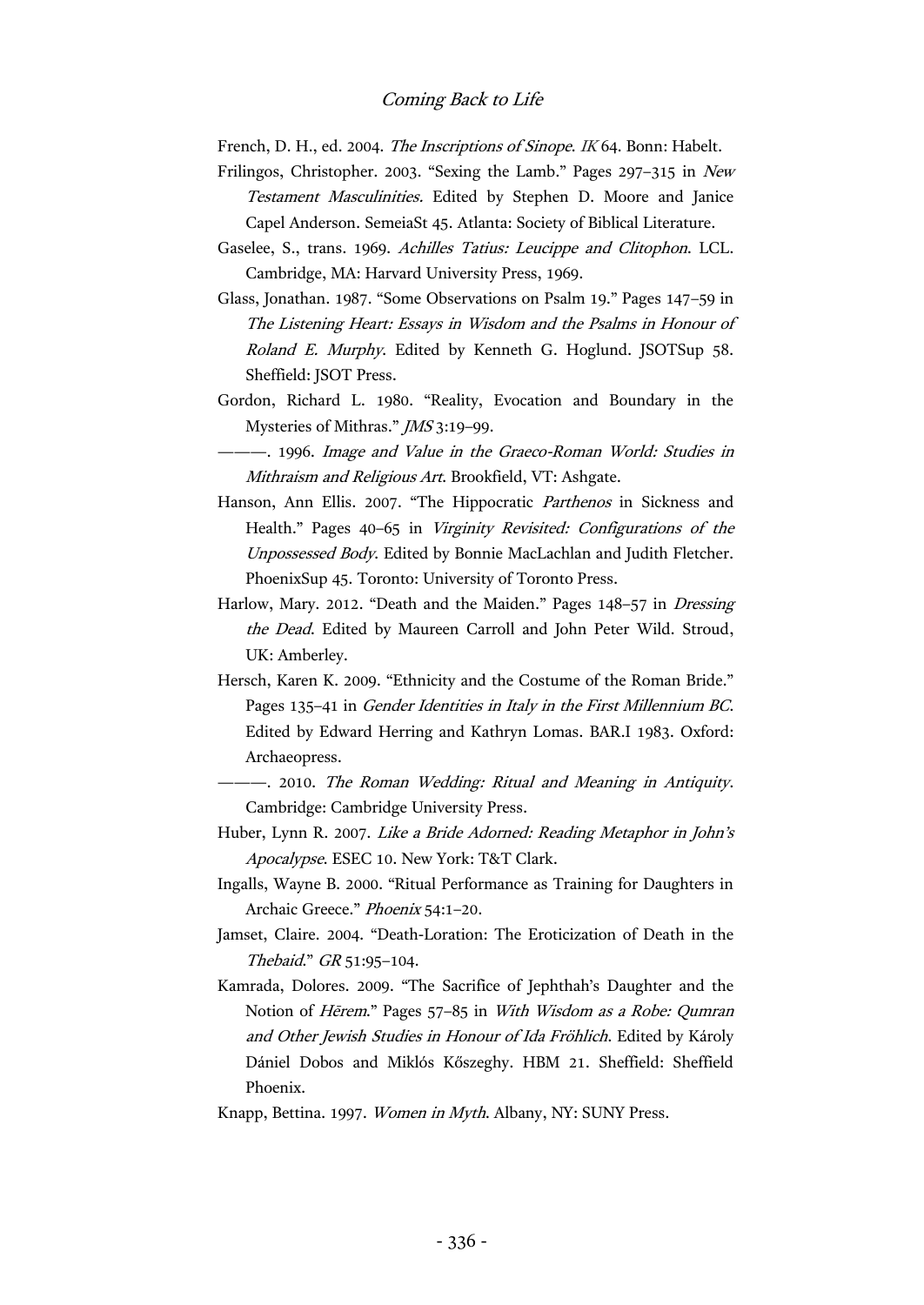French, D. H., ed. 2004. *The Inscriptions of Sinope*. *IK* 64. Bonn: Habelt.

Frilingos, Christopher. 2003. "Sexing the Lamb." Pages 297–315 in *New Testament Masculinities.* Edited by Stephen D. Moore and Janice Capel Anderson. SemeiaSt 45. Atlanta: Society of Biblical Literature.

Gaselee, S., trans. 1969. *Achilles Tatius: Leucippe and Clitophon*. LCL. Cambridge, MA: Harvard University Press, 1969.

Glass, Jonathan. 1987. "Some Observations on Psalm 19." Pages 147–59 in *The Listening Heart: Essays in Wisdom and the Psalms in Honour of Roland E. Murphy*. Edited by Kenneth G. Hoglund. JSOTSup 58. Sheffield: JSOT Press.

Gordon, Richard L. 1980. "Reality, Evocation and Boundary in the Mysteries of Mithras." *JMS* 3:19–99.

———. 1996. *Image and Value in the Graeco-Roman World: Studies in Mithraism and Religious Art*. Brookfield, VT: Ashgate.

Hanson, Ann Ellis. 2007. "The Hippocratic *Parthenos* in Sickness and Health." Pages 40–65 in *Virginity Revisited: Configurations of the Unpossessed Body*. Edited by Bonnie MacLachlan and Judith Fletcher. PhoenixSup 45. Toronto: University of Toronto Press.

Harlow, Mary. 2012. "Death and the Maiden." Pages 148–57 in *Dressing the Dead*. Edited by Maureen Carroll and John Peter Wild. Stroud, UK: Amberley.

Hersch, Karen K. 2009. "Ethnicity and the Costume of the Roman Bride." Pages 135–41 in *Gender Identities in Italy in the First Millennium BC*. Edited by Edward Herring and Kathryn Lomas. BAR.I 1983. Oxford: Archaeopress.

———. 2010. *The Roman Wedding: Ritual and Meaning in Antiquity*. Cambridge: Cambridge University Press.

Huber, Lynn R. 2007. *Like a Bride Adorned: Reading Metaphor in John's Apocalypse*. ESEC 10. New York: T&T Clark.

Ingalls, Wayne B. 2000. "Ritual Performance as Training for Daughters in Archaic Greece." *Phoenix* 54:1–20.

Jamset, Claire. 2004. "Death-Loration: The Eroticization of Death in the *Thebaid*." *GR* 51:95–104.

Kamrada, Dolores. 2009. "The Sacrifice of Jephthah's Daughter and the Notion of *Ḥērem*." Pages 57–85 in *With Wisdom as a Robe: Qumran and Other Jewish Studies in Honour of Ida Fröhlich*. Edited by Károly Dániel Dobos and Miklós Kőszeghy. HBM 21. Sheffield: Sheffield Phoenix.

Knapp, Bettina. 1997. *Women in Myth*. Albany, NY: SUNY Press.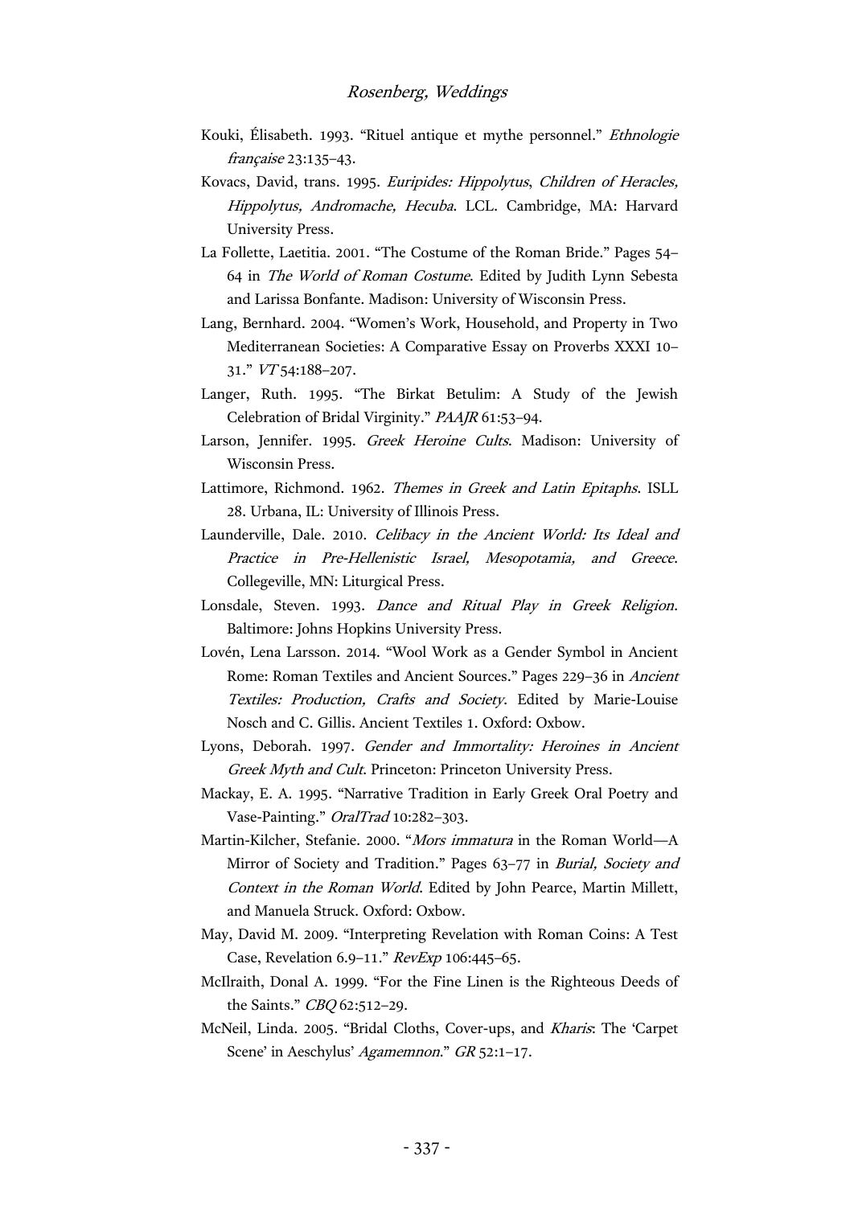Kouki, Élisabeth. 1993. "Rituel antique et mythe personnel." *Ethnologie française* 23:135–43.

Kovacs, David, trans. 1995. *Euripides: Hippolytus*, *Children of Heracles, Hippolytus, Andromache, Hecuba*. LCL. Cambridge, MA: Harvard University Press.

La Follette, Laetitia. 2001. "The Costume of the Roman Bride." Pages 54–64 in *The World of Roman Costume*. Edited by Judith Lynn Sebesta and Larissa Bonfante. Madison: University of Wisconsin Press.

Lang, Bernhard. 2004. "Women's Work, Household, and Property in Two Mediterranean Societies: A Comparative Essay on Proverbs XXXI 10–31." *VT* 54:188–207.

Langer, Ruth. 1995. "The Birkat Betulim: A Study of the Jewish Celebration of Bridal Virginity." *PAAJR* 61:53–94.

Larson, Jennifer. 1995. *Greek Heroine Cults*. Madison: University of Wisconsin Press.

Lattimore, Richmond. 1962. *Themes in Greek and Latin Epitaphs*. ISLL 28. Urbana, IL: University of Illinois Press.

Launderville, Dale. 2010. *Celibacy in the Ancient World: Its Ideal and Practice in Pre-Hellenistic Israel, Mesopotamia, and Greece*. Collegeville, MN: Liturgical Press.

Lonsdale, Steven. 1993. *Dance and Ritual Play in Greek Religion*. Baltimore: Johns Hopkins University Press.

Lovén, Lena Larsson. 2014. "Wool Work as a Gender Symbol in Ancient Rome: Roman Textiles and Ancient Sources." Pages 229–36 in *Ancient Textiles: Production, Crafts and Society*. Edited by Marie-Louise Nosch and C. Gillis. Ancient Textiles 1. Oxford: Oxbow.

Lyons, Deborah. 1997. *Gender and Immortality: Heroines in Ancient Greek Myth and Cult*. Princeton: Princeton University Press.

Mackay, E. A. 1995. "Narrative Tradition in Early Greek Oral Poetry and Vase-Painting." *OralTrad* 10:282–303.

Martin-Kilcher, Stefanie. 2000. "*Mors immatura* in the Roman World—A Mirror of Society and Tradition." Pages 63–77 in *Burial, Society and Context in the Roman World*. Edited by John Pearce, Martin Millett, and Manuela Struck. Oxford: Oxbow.

May, David M. 2009. "Interpreting Revelation with Roman Coins: A Test Case, Revelation 6.9–11." *RevExp* 106:445–65.

McIlraith, Donal A. 1999. "For the Fine Linen is the Righteous Deeds of the Saints." *CBQ* 62:512–29.

McNeil, Linda. 2005. "Bridal Cloths, Cover-ups, and *Kharis*: The 'Carpet Scene' in Aeschylus' *Agamemnon*." *GR* 52:1–17.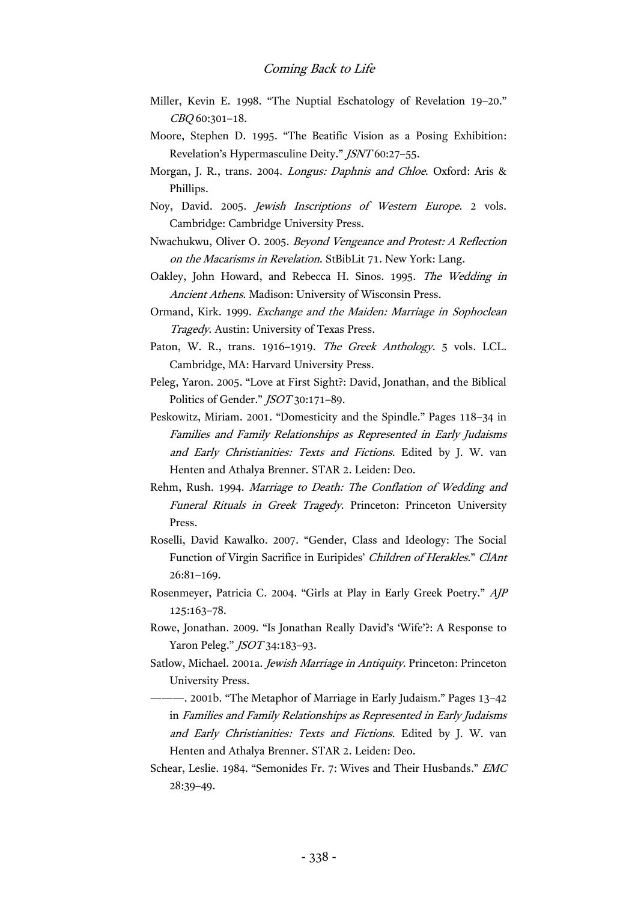Miller, Kevin E. 1998. "The Nuptial Eschatology of Revelation 19–20." *CBQ* 60:301–18.

Moore, Stephen D. 1995. "The Beatific Vision as a Posing Exhibition: Revelation's Hypermasculine Deity." *JSNT* 60:27–55.

Morgan, J. R., trans. 2004. *Longus: Daphnis and Chloe*. Oxford: Aris & Phillips.

Noy, David. 2005. *Jewish Inscriptions of Western Europe*. 2 vols. Cambridge: Cambridge University Press.

Nwachukwu, Oliver O. 2005. *Beyond Vengeance and Protest: A Reflection on the Macarisms in Revelation*. StBibLit 71. New York: Lang.

Oakley, John Howard, and Rebecca H. Sinos. 1995. *The Wedding in Ancient Athens*. Madison: University of Wisconsin Press.

Ormand, Kirk. 1999. *Exchange and the Maiden: Marriage in Sophoclean Tragedy*. Austin: University of Texas Press.

Paton, W. R., trans. 1916–1919. *The Greek Anthology*. 5 vols. LCL. Cambridge, MA: Harvard University Press.

Peleg, Yaron. 2005. "Love at First Sight?: David, Jonathan, and the Biblical Politics of Gender." *JSOT* 30:171–89.

Peskowitz, Miriam. 2001. "Domesticity and the Spindle." Pages 118–34 in *Families and Family Relationships as Represented in Early Judaisms and Early Christianities: Texts and Fictions*. Edited by J. W. van Henten and Athalya Brenner. STAR 2. Leiden: Deo.

Rehm, Rush. 1994. *Marriage to Death: The Conflation of Wedding and Funeral Rituals in Greek Tragedy*. Princeton: Princeton University Press.

Roselli, David Kawalko. 2007. "Gender, Class and Ideology: The Social Function of Virgin Sacrifice in Euripides' *Children of Herakles*." *ClAnt* 26:81–169.

Rosenmeyer, Patricia C. 2004. "Girls at Play in Early Greek Poetry." *AJP* 125:163–78.

Rowe, Jonathan. 2009. "Is Jonathan Really David's 'Wife'?: A Response to Yaron Peleg." *JSOT* 34:183–93.

Satlow, Michael. 2001a. *Jewish Marriage in Antiquity*. Princeton: Princeton University Press.

———. 2001b. "The Metaphor of Marriage in Early Judaism." Pages 13–42 in *Families and Family Relationships as Represented in Early Judaisms and Early Christianities: Texts and Fictions*. Edited by J. W. van Henten and Athalya Brenner. STAR 2. Leiden: Deo.

Schear, Leslie. 1984. "Semonides Fr. 7: Wives and Their Husbands." *EMC* 28:39–49.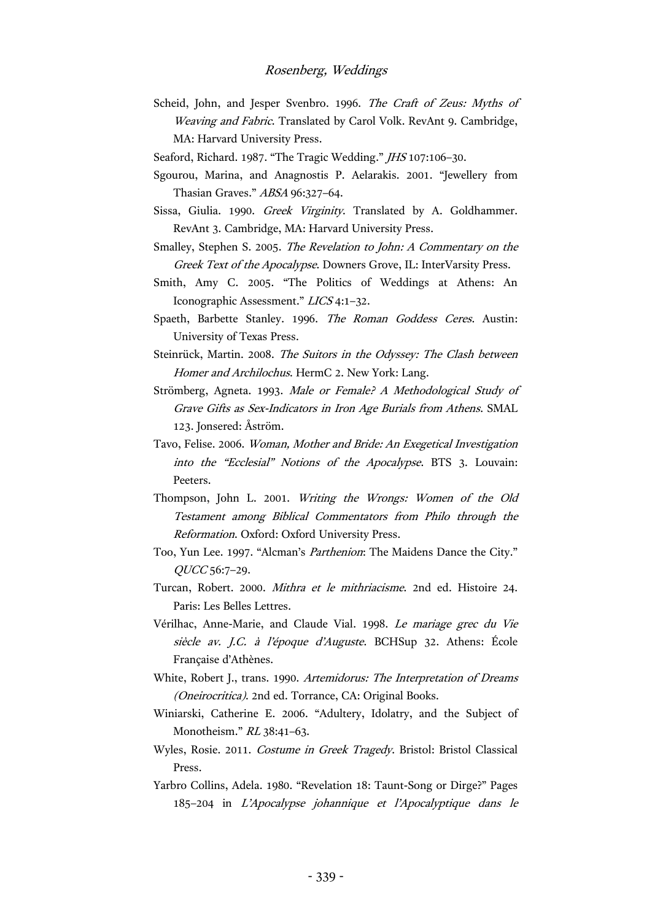Scheid, John, and Jesper Svenbro. 1996. *The Craft of Zeus: Myths of Weaving and Fabric*. Translated by Carol Volk. RevAnt 9. Cambridge, MA: Harvard University Press.

Seaford, Richard. 1987. "The Tragic Wedding." *JHS* 107:106–30.

Sgourou, Marina, and Anagnostis P. Aelarakis. 2001. "Jewellery from Thasian Graves." *ABSA* 96:327–64.

Sissa, Giulia. 1990. *Greek Virginity*. Translated by A. Goldhammer. RevAnt 3. Cambridge, MA: Harvard University Press.

Smalley, Stephen S. 2005. *The Revelation to John: A Commentary on the Greek Text of the Apocalypse*. Downers Grove, IL: InterVarsity Press.

Smith, Amy C. 2005. "The Politics of Weddings at Athens: An Iconographic Assessment." *LICS* 4:1–32.

Spaeth, Barbette Stanley. 1996. *The Roman Goddess Ceres*. Austin: University of Texas Press.

Steinrück, Martin. 2008. *The Suitors in the Odyssey: The Clash between Homer and Archilochus*. HermC 2. New York: Lang.

Strömberg, Agneta. 1993. *Male or Female? A Methodological Study of Grave Gifts as Sex-Indicators in Iron Age Burials from Athens*. SMAL 123. Jonsered: Åström.

Tavo, Felise. 2006. *Woman, Mother and Bride: An Exegetical Investigation into the "Ecclesial" Notions of the Apocalypse*. BTS 3. Louvain: Peeters.

Thompson, John L. 2001. *Writing the Wrongs: Women of the Old Testament among Biblical Commentators from Philo through the Reformation*. Oxford: Oxford University Press.

Too, Yun Lee. 1997. "Alcman's *Parthenion*: The Maidens Dance the City." *QUCC* 56:7–29.

Turcan, Robert. 2000. *Mithra et le mithriacisme*. 2nd ed. Histoire 24. Paris: Les Belles Lettres.

Vérilhac, Anne-Marie, and Claude Vial. 1998. *Le mariage grec du Vie siècle av. J.C. à l'époque d'Auguste*. BCHSup 32. Athens: École Française d'Athènes.

White, Robert J., trans. 1990. *Artemidorus: The Interpretation of Dreams (Oneirocritica)*. 2nd ed. Torrance, CA: Original Books.

Winiarski, Catherine E. 2006. "Adultery, Idolatry, and the Subject of Monotheism." *RL* 38:41–63.

Wyles, Rosie. 2011. *Costume in Greek Tragedy*. Bristol: Bristol Classical Press.

Yarbro Collins, Adela. 1980. "Revelation 18: Taunt-Song or Dirge?" Pages 185–204 in *L'Apocalypse johannique et l'Apocalyptique dans le*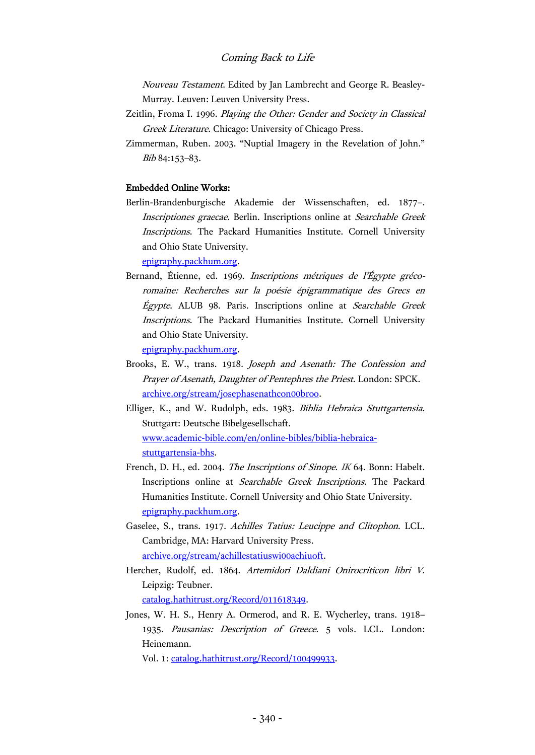*Nouveau Testament*. Edited by Jan Lambrecht and George R. Beasley-Murray. Leuven: Leuven University Press.

Zeitlin, Froma I. 1996. *Playing the Other: Gender and Society in Classical Greek Literature*. Chicago: University of Chicago Press.

Zimmerman, Ruben. 2003. "Nuptial Imagery in the Revelation of John." *Bib* 84:153–83.

**Embedded Online Works:**

Berlin-Brandenburgische Akademie der Wissenschaften, ed. 1877–. *Inscriptiones graecae*. Berlin. Inscriptions online at *Searchable Greek Inscriptions*. The Packard Humanities Institute. Cornell University and Ohio State University.
epigraphy.packhum.org.

Bernand, Étienne, ed. 1969. *Inscriptions métriques de l'Égypte gréco-romaine: Recherches sur la poésie épigrammatique des Grecs en Égypte*. ALUB 98. Paris. Inscriptions online at *Searchable Greek Inscriptions*. The Packard Humanities Institute. Cornell University and Ohio State University.
epigraphy.packhum.org.

Brooks, E. W., trans. 1918. *Joseph and Asenath: The Confession and Prayer of Asenath, Daughter of Pentephres the Priest*. London: SPCK.
archive.org/stream/josephasenathcon00broo.

Elliger, K., and W. Rudolph, eds. 1983. *Biblia Hebraica Stuttgartensia*. Stuttgart: Deutsche Bibelgesellschaft.
www.academic-bible.com/en/online-bibles/biblia-hebraica-stuttgartensia-bhs.

French, D. H., ed. 2004. *The Inscriptions of Sinope*. *IK* 64. Bonn: Habelt. Inscriptions online at *Searchable Greek Inscriptions*. The Packard Humanities Institute. Cornell University and Ohio State University.
epigraphy.packhum.org.

Gaselee, S., trans. 1917. *Achilles Tatius: Leucippe and Clitophon*. LCL. Cambridge, MA: Harvard University Press.
archive.org/stream/achillestatiuswi00achiuoft.

Hercher, Rudolf, ed. 1864. *Artemidori Daldiani Onirocriticon libri V*. Leipzig: Teubner.
catalog.hathitrust.org/Record/011618349.

Jones, W. H. S., Henry A. Ormerod, and R. E. Wycherley, trans. 1918–1935. *Pausanias: Description of Greece*. 5 vols. LCL. London: Heinemann.
Vol. 1: catalog.hathitrust.org/Record/100499933.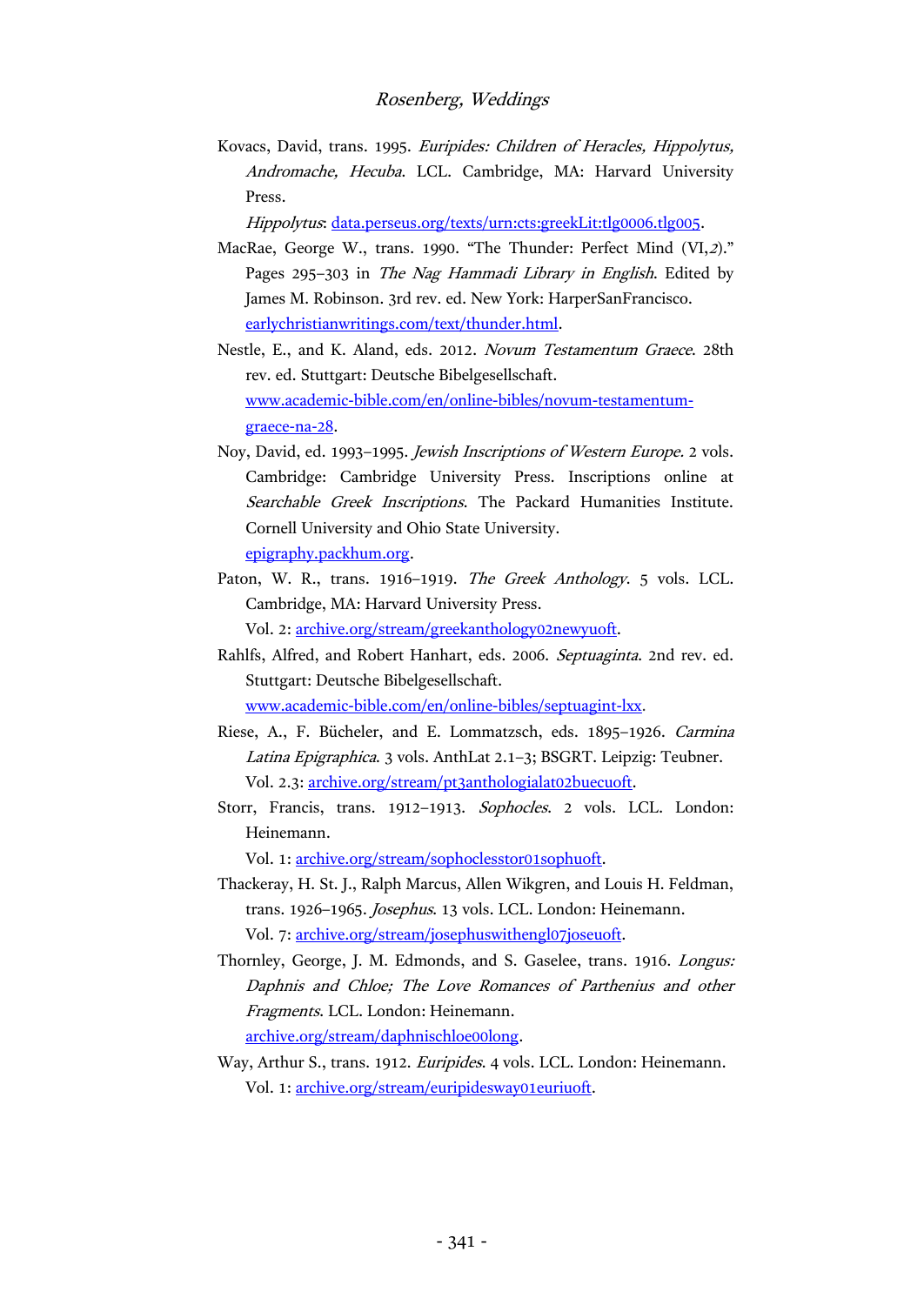Kovacs, David, trans. 1995. *Euripides: Children of Heracles, Hippolytus, Andromache, Hecuba*. LCL. Cambridge, MA: Harvard University Press.
*Hippolytus*: data.perseus.org/texts/urn:cts:greekLit:tlg0006.tlg005.

MacRae, George W., trans. 1990. "The Thunder: Perfect Mind (VI,*2*)." Pages 295–303 in *The Nag Hammadi Library in English*. Edited by James M. Robinson. 3rd rev. ed. New York: HarperSanFrancisco.
earlychristianwritings.com/text/thunder.html.

Nestle, E., and K. Aland, eds. 2012. *Novum Testamentum Graece*. 28th rev. ed. Stuttgart: Deutsche Bibelgesellschaft.
www.academic-bible.com/en/online-bibles/novum-testamentum-graece-na-28.

Noy, David, ed. 1993–1995. *Jewish Inscriptions of Western Europe*. 2 vols. Cambridge: Cambridge University Press. Inscriptions online at *Searchable Greek Inscriptions*. The Packard Humanities Institute. Cornell University and Ohio State University.
epigraphy.packhum.org.

Paton, W. R., trans. 1916–1919. *The Greek Anthology*. 5 vols. LCL. Cambridge, MA: Harvard University Press.
Vol. 2: archive.org/stream/greekanthology02newyuoft.

Rahlfs, Alfred, and Robert Hanhart, eds. 2006. *Septuaginta*. 2nd rev. ed. Stuttgart: Deutsche Bibelgesellschaft.
www.academic-bible.com/en/online-bibles/septuagint-lxx.

Riese, A., F. Bücheler, and E. Lommatzsch, eds. 1895–1926. *Carmina Latina Epigraphica*. 3 vols. AnthLat 2.1–3; BSGRT. Leipzig: Teubner.
Vol. 2.3: archive.org/stream/pt3anthologialat02buecuoft.

Storr, Francis, trans. 1912–1913. *Sophocles*. 2 vols. LCL. London: Heinemann.
Vol. 1: archive.org/stream/sophoclesstor01sophuoft.

Thackeray, H. St. J., Ralph Marcus, Allen Wikgren, and Louis H. Feldman, trans. 1926–1965. *Josephus*. 13 vols. LCL. London: Heinemann.
Vol. 7: archive.org/stream/josephuswithengl07joseuoft.

Thornley, George, J. M. Edmonds, and S. Gaselee, trans. 1916. *Longus: Daphnis and Chloe; The Love Romances of Parthenius and other Fragments*. LCL. London: Heinemann.
archive.org/stream/daphnischloe00long.

Way, Arthur S., trans. 1912. *Euripides*. 4 vols. LCL. London: Heinemann.
Vol. 1: archive.org/stream/euripidesway01euriuoft.